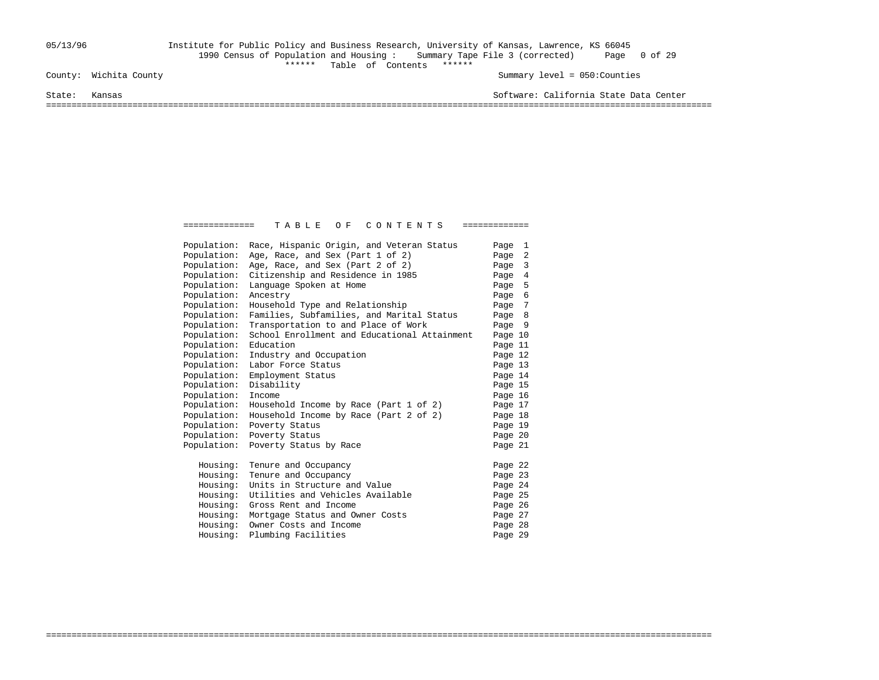05/13/96 Institute for Public Policy and Business Research, University of Kansas, Lawrence, KS 66045

1990 Census of Population and Housing : Summary Tape File 3 (corrected)

****** Table of Contents ******

County: Wichita County

Summary level = 050:Counties

State: Kansas

Software: California State Data Center

# TABLE OF CONTENTS

| | | |
|---|---|---|
| Population: | Race, Hispanic Origin, and Veteran Status | Page 1 |
| Population: | Age, Race, and Sex (Part 1 of 2) | Page 2 |
| Population: | Age, Race, and Sex (Part 2 of 2) | Page 3 |
| Population: | Citizenship and Residence in 1985 | Page 4 |
| Population: | Language Spoken at Home | Page 5 |
| Population: | Ancestry | Page 6 |
| Population: | Household Type and Relationship | Page 7 |
| Population: | Families, Subfamilies, and Marital Status | Page 8 |
| Population: | Transportation to and Place of Work | Page 9 |
| Population: | School Enrollment and Educational Attainment | Page 10 |
| Population: | Education | Page 11 |
| Population: | Industry and Occupation | Page 12 |
| Population: | Labor Force Status | Page 13 |
| Population: | Employment Status | Page 14 |
| Population: | Disability | Page 15 |
| Population: | Income | Page 16 |
| Population: | Household Income by Race (Part 1 of 2) | Page 17 |
| Population: | Household Income by Race (Part 2 of 2) | Page 18 |
| Population: | Poverty Status | Page 19 |
| Population: | Poverty Status | Page 20 |
| Population: | Poverty Status by Race | Page 21 |
| Housing: | Tenure and Occupancy | Page 22 |
| Housing: | Tenure and Occupancy | Page 23 |
| Housing: | Units in Structure and Value | Page 24 |
| Housing: | Utilities and Vehicles Available | Page 25 |
| Housing: | Gross Rent and Income | Page 26 |
| Housing: | Mortgage Status and Owner Costs | Page 27 |
| Housing: | Owner Costs and Income | Page 28 |
| Housing: | Plumbing Facilities | Page 29 |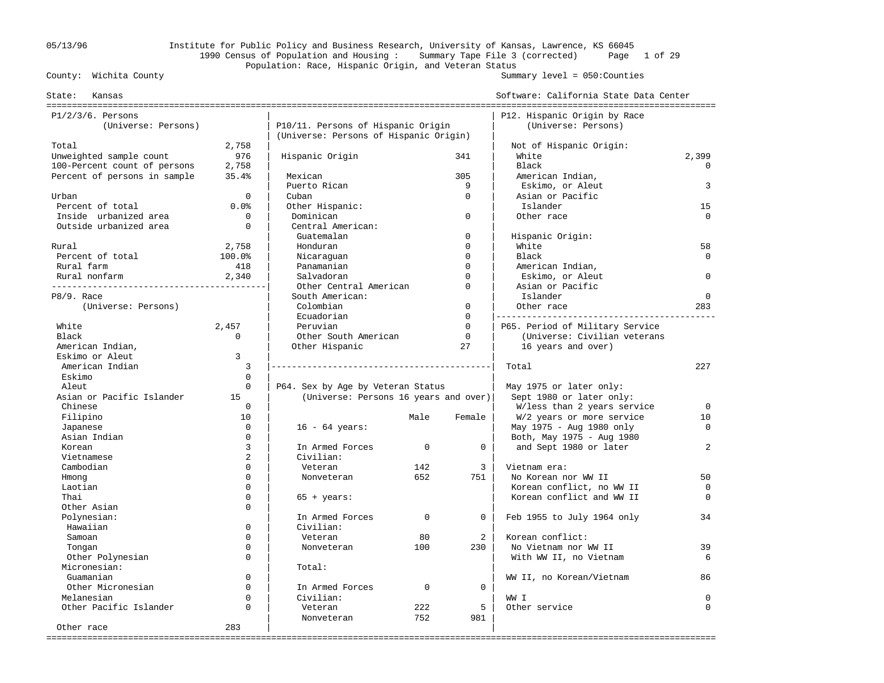Institute for Public Policy and Business Research, University of Kansas, Lawrence, KS 66045
1990 Census of Population and Housing : Summary Tape File 3 (corrected)
Population: Race, Hispanic Origin, and Veteran Status

05/13/96

County: Wichita County — Summary level = 050:Counties

State: Kansas — Software: California State Data Center

## P1/2/3/6. Persons
(Universe: Persons)

| | |
|---|---|
| Total | 2,758 |
| Unweighted sample count | 976 |
| 100-Percent count of persons | 2,758 |
| Percent of persons in sample | 35.4% |
| Urban | 0 |
| Percent of total | 0.0% |
| Inside urbanized area | 0 |
| Outside urbanized area | 0 |
| Rural | 2,758 |
| Percent of total | 100.0% |
| Rural farm | 418 |
| Rural nonfarm | 2,340 |

## P8/9. Race
(Universe: Persons)

| | |
|---|---|
| White | 2,457 |
| Black | 0 |
| American Indian, Eskimo or Aleut | 3 |
| American Indian | 3 |
| Eskimo | 0 |
| Aleut | 0 |
| Asian or Pacific Islander | 15 |
| Chinese | 0 |
| Filipino | 10 |
| Japanese | 0 |
| Asian Indian | 0 |
| Korean | 3 |
| Vietnamese | 2 |
| Cambodian | 0 |
| Hmong | 0 |
| Laotian | 0 |
| Thai | 0 |
| Other Asian | 0 |
| Polynesian: | |
| Hawaiian | 0 |
| Samoan | 0 |
| Tongan | 0 |
| Other Polynesian | 0 |
| Micronesian: | |
| Guamanian | 0 |
| Other Micronesian | 0 |
| Melanesian | 0 |
| Other Pacific Islander | 0 |
| Other race | 283 |

## P10/11. Persons of Hispanic Origin
(Universe: Persons of Hispanic Origin)

| | |
|---|---|
| Hispanic Origin | 341 |
| Mexican | 305 |
| Puerto Rican | 9 |
| Cuban | 0 |
| Other Hispanic: | |
| Dominican | 0 |
| Central American: | |
| Guatemalan | 0 |
| Honduran | 0 |
| Nicaraguan | 0 |
| Panamanian | 0 |
| Salvadoran | 0 |
| Other Central American | 0 |
| South American: | |
| Colombian | 0 |
| Ecuadorian | 0 |
| Peruvian | 0 |
| Other South American | 0 |
| Other Hispanic | 27 |

## P64. Sex by Age by Veteran Status
(Universe: Persons 16 years and over)

| | Male | Female |
|---|---|---|
| **16 - 64 years:** | | |
| In Armed Forces | 0 | 0 |
| Civilian: | | |
| Veteran | 142 | 3 |
| Nonveteran | 652 | 751 |
| **65 + years:** | | |
| In Armed Forces | 0 | 0 |
| Civilian: | | |
| Veteran | 80 | 2 |
| Nonveteran | 100 | 230 |
| **Total:** | | |
| In Armed Forces | 0 | 0 |
| Civilian: | | |
| Veteran | 222 | 5 |
| Nonveteran | 752 | 981 |

## P12. Hispanic Origin by Race
(Universe: Persons)

| | |
|---|---|
| **Not of Hispanic Origin:** | |
| White | 2,399 |
| Black | 0 |
| American Indian, Eskimo, or Aleut | 3 |
| Asian or Pacific Islander | 15 |
| Other race | 0 |
| **Hispanic Origin:** | |
| White | 58 |
| Black | 0 |
| American Indian, Eskimo, or Aleut | 0 |
| Asian or Pacific Islander | 0 |
| Other race | 283 |

## P65. Period of Military Service
(Universe: Civilian veterans 16 years and over)

| | |
|---|---|
| Total | 227 |
| May 1975 or later only: | |
| Sept 1980 or later only: | |
| W/less than 2 years service | 0 |
| W/2 years or more service | 10 |
| May 1975 - Aug 1980 only | 0 |
| Both, May 1975 - Aug 1980 and Sept 1980 or later | 2 |
| Vietnam era: | |
| No Korean nor WW II | 50 |
| Korean conflict, no WW II | 0 |
| Korean conflict and WW II | 0 |
| Feb 1955 to July 1964 only | 34 |
| Korean conflict: | |
| No Vietnam nor WW II | 39 |
| With WW II, no Vietnam | 6 |
| WW II, no Korean/Vietnam | 86 |
| WW I | 0 |
| Other service | 0 |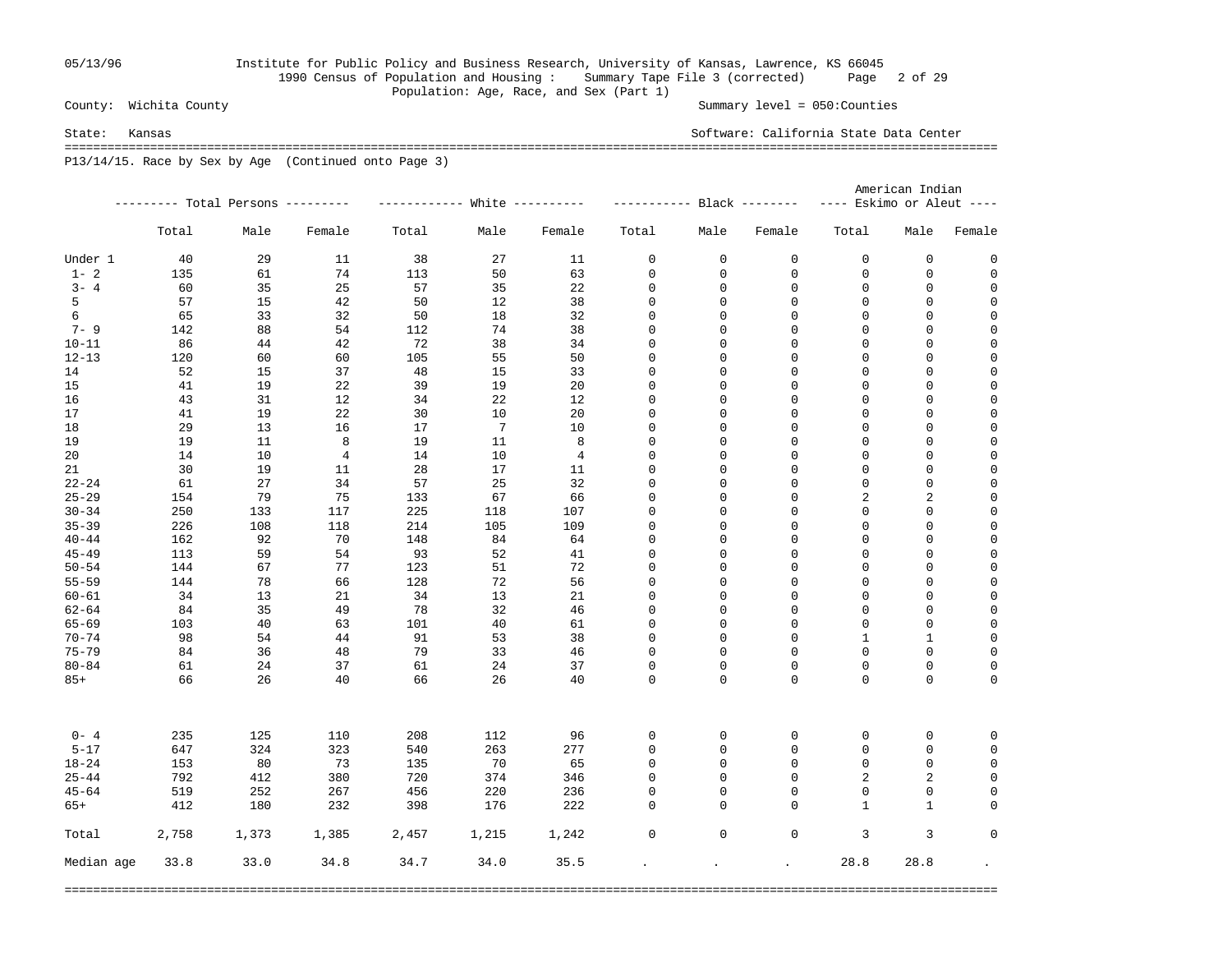County: Wichita County

State: Kansas

Summary level = 050:Counties

Software: California State Data Center

1990 Census of Population and Housing : Summary Tape File 3 (corrected)

Population: Age, Race, and Sex (Part 1)

P13/14/15. Race by Sex by Age (Continued onto Page 3)

| | Total Persons | | | White | | | Black | | | American Indian Eskimo or Aleut | | |
|---|---|---|---|---|---|---|---|---|---|---|---|---|
| | Total | Male | Female | Total | Male | Female | Total | Male | Female | Total | Male | Female |
| Under 1 | 40 | 29 | 11 | 38 | 27 | 11 | 0 | 0 | 0 | 0 | 0 | 0 |
| 1- 2 | 135 | 61 | 74 | 113 | 50 | 63 | 0 | 0 | 0 | 0 | 0 | 0 |
| 3- 4 | 60 | 35 | 25 | 57 | 35 | 22 | 0 | 0 | 0 | 0 | 0 | 0 |
| 5 | 57 | 15 | 42 | 50 | 12 | 38 | 0 | 0 | 0 | 0 | 0 | 0 |
| 6 | 65 | 33 | 32 | 50 | 18 | 32 | 0 | 0 | 0 | 0 | 0 | 0 |
| 7- 9 | 142 | 88 | 54 | 112 | 74 | 38 | 0 | 0 | 0 | 0 | 0 | 0 |
| 10-11 | 86 | 44 | 42 | 72 | 38 | 34 | 0 | 0 | 0 | 0 | 0 | 0 |
| 12-13 | 120 | 60 | 60 | 105 | 55 | 50 | 0 | 0 | 0 | 0 | 0 | 0 |
| 14 | 52 | 15 | 37 | 48 | 15 | 33 | 0 | 0 | 0 | 0 | 0 | 0 |
| 15 | 41 | 19 | 22 | 39 | 19 | 20 | 0 | 0 | 0 | 0 | 0 | 0 |
| 16 | 43 | 31 | 12 | 34 | 22 | 12 | 0 | 0 | 0 | 0 | 0 | 0 |
| 17 | 41 | 19 | 22 | 30 | 10 | 20 | 0 | 0 | 0 | 0 | 0 | 0 |
| 18 | 29 | 13 | 16 | 17 | 7 | 10 | 0 | 0 | 0 | 0 | 0 | 0 |
| 19 | 19 | 11 | 8 | 19 | 11 | 8 | 0 | 0 | 0 | 0 | 0 | 0 |
| 20 | 14 | 10 | 4 | 14 | 10 | 4 | 0 | 0 | 0 | 0 | 0 | 0 |
| 21 | 30 | 19 | 11 | 28 | 17 | 11 | 0 | 0 | 0 | 0 | 0 | 0 |
| 22-24 | 61 | 27 | 34 | 57 | 25 | 32 | 0 | 0 | 0 | 0 | 0 | 0 |
| 25-29 | 154 | 79 | 75 | 133 | 67 | 66 | 0 | 0 | 0 | 2 | 2 | 0 |
| 30-34 | 250 | 133 | 117 | 225 | 118 | 107 | 0 | 0 | 0 | 0 | 0 | 0 |
| 35-39 | 226 | 108 | 118 | 214 | 105 | 109 | 0 | 0 | 0 | 0 | 0 | 0 |
| 40-44 | 162 | 92 | 70 | 148 | 84 | 64 | 0 | 0 | 0 | 0 | 0 | 0 |
| 45-49 | 113 | 59 | 54 | 93 | 52 | 41 | 0 | 0 | 0 | 0 | 0 | 0 |
| 50-54 | 144 | 67 | 77 | 123 | 51 | 72 | 0 | 0 | 0 | 0 | 0 | 0 |
| 55-59 | 144 | 78 | 66 | 128 | 72 | 56 | 0 | 0 | 0 | 0 | 0 | 0 |
| 60-61 | 34 | 13 | 21 | 34 | 13 | 21 | 0 | 0 | 0 | 0 | 0 | 0 |
| 62-64 | 84 | 35 | 49 | 78 | 32 | 46 | 0 | 0 | 0 | 0 | 0 | 0 |
| 65-69 | 103 | 40 | 63 | 101 | 40 | 61 | 0 | 0 | 0 | 0 | 0 | 0 |
| 70-74 | 98 | 54 | 44 | 91 | 53 | 38 | 0 | 0 | 0 | 1 | 1 | 0 |
| 75-79 | 84 | 36 | 48 | 79 | 33 | 46 | 0 | 0 | 0 | 0 | 0 | 0 |
| 80-84 | 61 | 24 | 37 | 61 | 24 | 37 | 0 | 0 | 0 | 0 | 0 | 0 |
| 85+ | 66 | 26 | 40 | 66 | 26 | 40 | 0 | 0 | 0 | 0 | 0 | 0 |
| 0- 4 | 235 | 125 | 110 | 208 | 112 | 96 | 0 | 0 | 0 | 0 | 0 | 0 |
| 5-17 | 647 | 324 | 323 | 540 | 263 | 277 | 0 | 0 | 0 | 0 | 0 | 0 |
| 18-24 | 153 | 80 | 73 | 135 | 70 | 65 | 0 | 0 | 0 | 0 | 0 | 0 |
| 25-44 | 792 | 412 | 380 | 720 | 374 | 346 | 0 | 0 | 0 | 2 | 2 | 0 |
| 45-64 | 519 | 252 | 267 | 456 | 220 | 236 | 0 | 0 | 0 | 0 | 0 | 0 |
| 65+ | 412 | 180 | 232 | 398 | 176 | 222 | 0 | 0 | 0 | 1 | 1 | 0 |
| Total | 2,758 | 1,373 | 1,385 | 2,457 | 1,215 | 1,242 | 0 | 0 | 0 | 3 | 3 | 0 |
| Median age | 33.8 | 33.0 | 34.8 | 34.7 | 34.0 | 35.5 | . | . | . | 28.8 | 28.8 | . |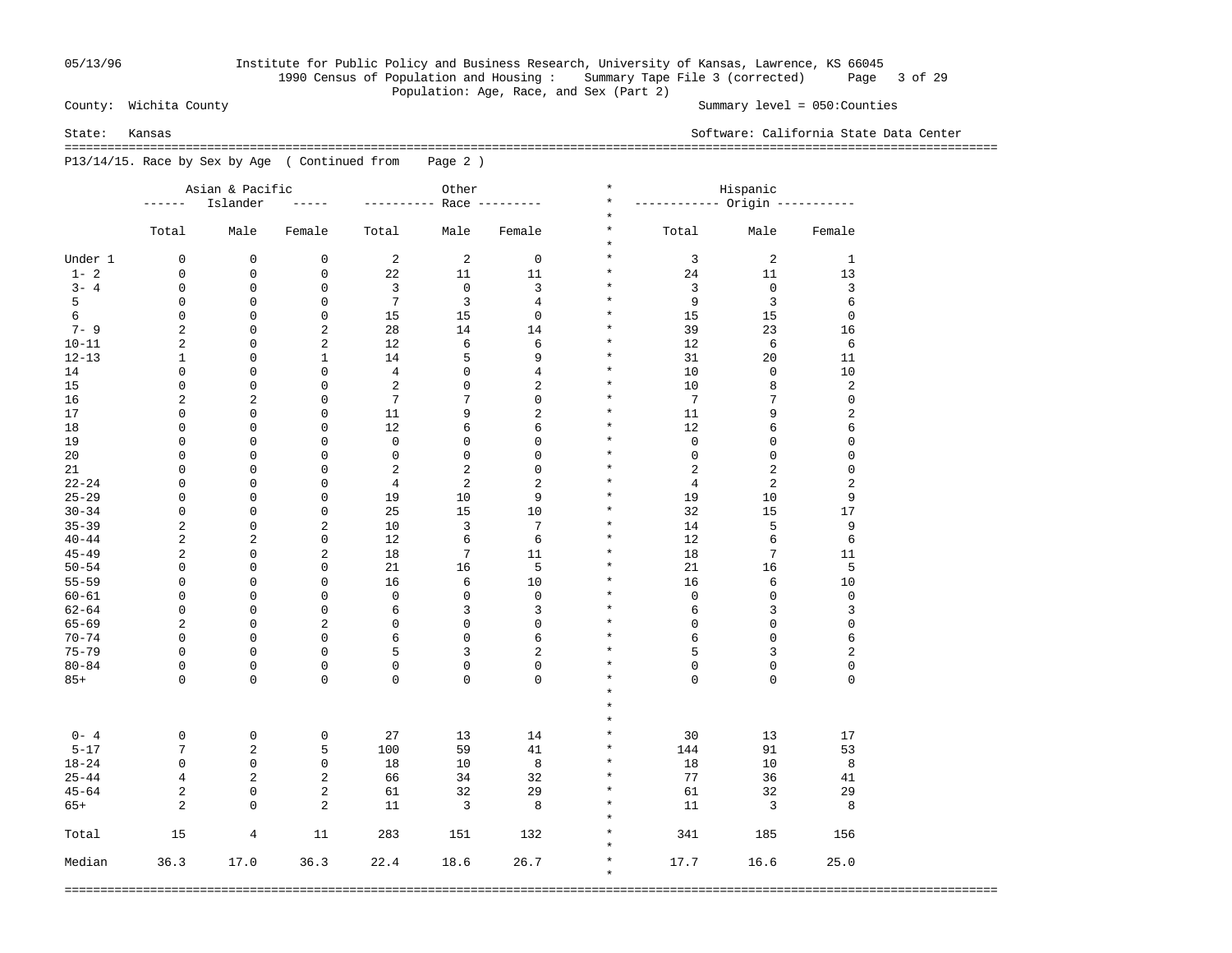County: Wichita County

State: Kansas

1990 Census of Population and Housing : Summary Tape File 3 (corrected)

Population: Age, Race, and Sex (Part 2)

Summary level = 050:Counties

Software: California State Data Center

P13/14/15. Race by Sex by Age ( Continued from Page 2 )

| | Asian & Pacific Islander | | | Other Race | | | Hispanic Origin | | |
|---|---|---|---|---|---|---|---|---|---|
| | Total | Male | Female | Total | Male | Female | Total | Male | Female |
| Under 1 | 0 | 0 | 0 | 2 | 2 | 0 | 3 | 2 | 1 |
| 1- 2 | 0 | 0 | 0 | 22 | 11 | 11 | 24 | 11 | 13 |
| 3- 4 | 0 | 0 | 0 | 3 | 0 | 3 | 3 | 0 | 3 |
| 5 | 0 | 0 | 0 | 7 | 3 | 4 | 9 | 3 | 6 |
| 6 | 0 | 0 | 0 | 15 | 15 | 0 | 15 | 15 | 0 |
| 7- 9 | 2 | 0 | 2 | 28 | 14 | 14 | 39 | 23 | 16 |
| 10-11 | 2 | 0 | 2 | 12 | 6 | 6 | 12 | 6 | 6 |
| 12-13 | 1 | 0 | 1 | 14 | 5 | 9 | 31 | 20 | 11 |
| 14 | 0 | 0 | 0 | 4 | 0 | 4 | 10 | 0 | 10 |
| 15 | 0 | 0 | 0 | 2 | 0 | 2 | 10 | 8 | 2 |
| 16 | 2 | 2 | 0 | 7 | 7 | 0 | 7 | 7 | 0 |
| 17 | 0 | 0 | 0 | 11 | 9 | 2 | 11 | 9 | 2 |
| 18 | 0 | 0 | 0 | 12 | 6 | 6 | 12 | 6 | 6 |
| 19 | 0 | 0 | 0 | 0 | 0 | 0 | 0 | 0 | 0 |
| 20 | 0 | 0 | 0 | 0 | 0 | 0 | 0 | 0 | 0 |
| 21 | 0 | 0 | 0 | 2 | 2 | 0 | 2 | 2 | 0 |
| 22-24 | 0 | 0 | 0 | 4 | 2 | 2 | 4 | 2 | 2 |
| 25-29 | 0 | 0 | 0 | 19 | 10 | 9 | 19 | 10 | 9 |
| 30-34 | 0 | 0 | 0 | 25 | 15 | 10 | 32 | 15 | 17 |
| 35-39 | 2 | 0 | 2 | 10 | 3 | 7 | 14 | 5 | 9 |
| 40-44 | 2 | 2 | 0 | 12 | 6 | 6 | 12 | 6 | 6 |
| 45-49 | 2 | 0 | 2 | 18 | 7 | 11 | 18 | 7 | 11 |
| 50-54 | 0 | 0 | 0 | 21 | 16 | 5 | 21 | 16 | 5 |
| 55-59 | 0 | 0 | 0 | 16 | 6 | 10 | 16 | 6 | 10 |
| 60-61 | 0 | 0 | 0 | 0 | 0 | 0 | 0 | 0 | 0 |
| 62-64 | 0 | 0 | 0 | 6 | 3 | 3 | 6 | 3 | 3 |
| 65-69 | 2 | 0 | 2 | 0 | 0 | 0 | 0 | 0 | 0 |
| 70-74 | 0 | 0 | 0 | 6 | 0 | 6 | 6 | 0 | 6 |
| 75-79 | 0 | 0 | 0 | 5 | 3 | 2 | 5 | 3 | 2 |
| 80-84 | 0 | 0 | 0 | 0 | 0 | 0 | 0 | 0 | 0 |
| 85+ | 0 | 0 | 0 | 0 | 0 | 0 | 0 | 0 | 0 |
| 0- 4 | 0 | 0 | 0 | 27 | 13 | 14 | 30 | 13 | 17 |
| 5-17 | 7 | 2 | 5 | 100 | 59 | 41 | 144 | 91 | 53 |
| 18-24 | 0 | 0 | 0 | 18 | 10 | 8 | 18 | 10 | 8 |
| 25-44 | 4 | 2 | 2 | 66 | 34 | 32 | 77 | 36 | 41 |
| 45-64 | 2 | 0 | 2 | 61 | 32 | 29 | 61 | 32 | 29 |
| 65+ | 2 | 0 | 2 | 11 | 3 | 8 | 11 | 3 | 8 |
| Total | 15 | 4 | 11 | 283 | 151 | 132 | 341 | 185 | 156 |
| Median | 36.3 | 17.0 | 36.3 | 22.4 | 18.6 | 26.7 | 17.7 | 16.6 | 25.0 |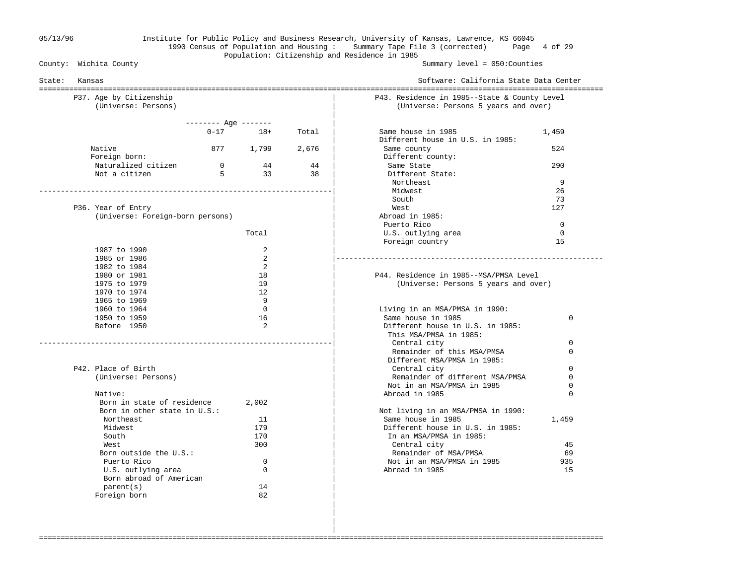Institute for Public Policy and Business Research, University of Kansas, Lawrence, KS 66045
1990 Census of Population and Housing : Summary Tape File 3 (corrected)
Population: Citizenship and Residence in 1985

County: Wichita County — Summary level = 050:Counties

State: Kansas — Software: California State Data Center

## P37. Age by Citizenship
(Universe: Persons)

| | Age 0-17 | Age 18+ | Total |
|---|---|---|---|
| Native | 877 | 1,799 | 2,676 |
| Foreign born: | | | |
| Naturalized citizen | 0 | 44 | 44 |
| Not a citizen | 5 | 33 | 38 |

## P36. Year of Entry
(Universe: Foreign-born persons)

| | Total |
|---|---|
| 1987 to 1990 | 2 |
| 1985 or 1986 | 2 |
| 1982 to 1984 | 2 |
| 1980 or 1981 | 18 |
| 1975 to 1979 | 19 |
| 1970 to 1974 | 12 |
| 1965 to 1969 | 9 |
| 1960 to 1964 | 0 |
| 1950 to 1959 | 16 |
| Before 1950 | 2 |

## P42. Place of Birth
(Universe: Persons)

| | |
|---|---|
| Native: | |
| Born in state of residence | 2,002 |
| Born in other state in U.S.: | |
| Northeast | 11 |
| Midwest | 179 |
| South | 170 |
| West | 300 |
| Born outside the U.S.: | |
| Puerto Rico | 0 |
| U.S. outlying area | 0 |
| Born abroad of American parent(s) | 14 |
| Foreign born | 82 |

## P43. Residence in 1985--State & County Level
(Universe: Persons 5 years and over)

| | |
|---|---|
| Same house in 1985 | 1,459 |
| Different house in U.S. in 1985: | |
| Same county | 524 |
| Different county: | |
| Same State | 290 |
| Different State: | |
| Northeast | 9 |
| Midwest | 26 |
| South | 73 |
| West | 127 |
| Abroad in 1985: | |
| Puerto Rico | 0 |
| U.S. outlying area | 0 |
| Foreign country | 15 |

## P44. Residence in 1985--MSA/PMSA Level
(Universe: Persons 5 years and over)

| | |
|---|---|
| Living in an MSA/PMSA in 1990: | |
| Same house in 1985 | 0 |
| Different house in U.S. in 1985: | |
| This MSA/PMSA in 1985: | |
| Central city | 0 |
| Remainder of this MSA/PMSA | 0 |
| Different MSA/PMSA in 1985: | |
| Central city | 0 |
| Remainder of different MSA/PMSA | 0 |
| Not in an MSA/PMSA in 1985 | 0 |
| Abroad in 1985 | 0 |
| Not living in an MSA/PMSA in 1990: | |
| Same house in 1985 | 1,459 |
| Different house in U.S. in 1985: | |
| In an MSA/PMSA in 1985: | |
| Central city | 45 |
| Remainder of MSA/PMSA | 69 |
| Not in an MSA/PMSA in 1985 | 935 |
| Abroad in 1985 | 15 |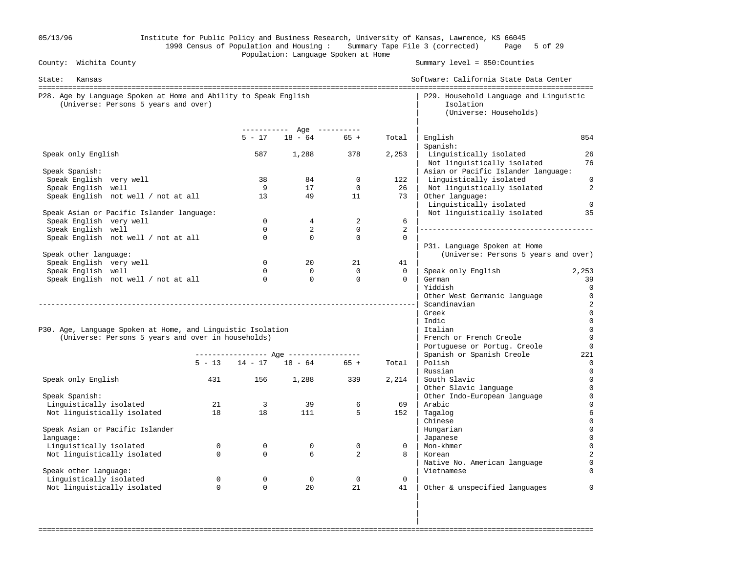Institute for Public Policy and Business Research, University of Kansas, Lawrence, KS 66045
1990 Census of Population and Housing : Summary Tape File 3 (corrected)
Population: Language Spoken at Home

County: Wichita County — Summary level = 050:Counties

State: Kansas — Software: California State Data Center

## P28. Age by Language Spoken at Home and Ability to Speak English
(Universe: Persons 5 years and over)

| | Age 5 - 17 | 18 - 64 | 65 + | Total |
|---|---|---|---|---|
| Speak only English | 587 | 1,288 | 378 | 2,253 |
| **Speak Spanish:** | | | | |
| Speak English very well | 38 | 84 | 0 | 122 |
| Speak English well | 9 | 17 | 0 | 26 |
| Speak English not well / not at all | 13 | 49 | 11 | 73 |
| **Speak Asian or Pacific Islander language:** | | | | |
| Speak English very well | 0 | 4 | 2 | 6 |
| Speak English well | 0 | 2 | 0 | 2 |
| Speak English not well / not at all | 0 | 0 | 0 | 0 |
| **Speak other language:** | | | | |
| Speak English very well | 0 | 20 | 21 | 41 |
| Speak English well | 0 | 0 | 0 | 0 |
| Speak English not well / not at all | 0 | 0 | 0 | 0 |

## P30. Age, Language Spoken at Home, and Linguistic Isolation
(Universe: Persons 5 years and over in households)

| | Age 5 - 13 | 14 - 17 | 18 - 64 | 65 + | Total |
|---|---|---|---|---|---|
| Speak only English | 431 | 156 | 1,288 | 339 | 2,214 |
| **Speak Spanish:** | | | | | |
| Linguistically isolated | 21 | 3 | 39 | 6 | 69 |
| Not linguistically isolated | 18 | 18 | 111 | 5 | 152 |
| **Speak Asian or Pacific Islander language:** | | | | | |
| Linguistically isolated | 0 | 0 | 0 | 0 | 0 |
| Not linguistically isolated | 0 | 0 | 6 | 2 | 8 |
| **Speak other language:** | | | | | |
| Linguistically isolated | 0 | 0 | 0 | 0 | 0 |
| Not linguistically isolated | 0 | 0 | 20 | 21 | 41 |

## P29. Household Language and Linguistic Isolation
(Universe: Households)

| | |
|---|---|
| English | 854 |
| **Spanish:** | |
| Linguistically isolated | 26 |
| Not linguistically isolated | 76 |
| **Asian or Pacific Islander language:** | |
| Linguistically isolated | 0 |
| Not linguistically isolated | 2 |
| **Other language:** | |
| Linguistically isolated | 0 |
| Not linguistically isolated | 35 |

## P31. Language Spoken at Home
(Universe: Persons 5 years and over)

| | |
|---|---|
| Speak only English | 2,253 |
| German | 39 |
| Yiddish | 0 |
| Other West Germanic language | 0 |
| Scandinavian | 2 |
| Greek | 0 |
| Indic | 0 |
| Italian | 0 |
| French or French Creole | 0 |
| Portuguese or Portug. Creole | 0 |
| Spanish or Spanish Creole | 221 |
| Polish | 0 |
| Russian | 0 |
| South Slavic | 0 |
| Other Slavic language | 0 |
| Other Indo-European language | 0 |
| Arabic | 0 |
| Tagalog | 6 |
| Chinese | 0 |
| Hungarian | 0 |
| Japanese | 0 |
| Mon-khmer | 0 |
| Korean | 2 |
| Native No. American language | 0 |
| Vietnamese | 0 |
| Other & unspecified languages | 0 |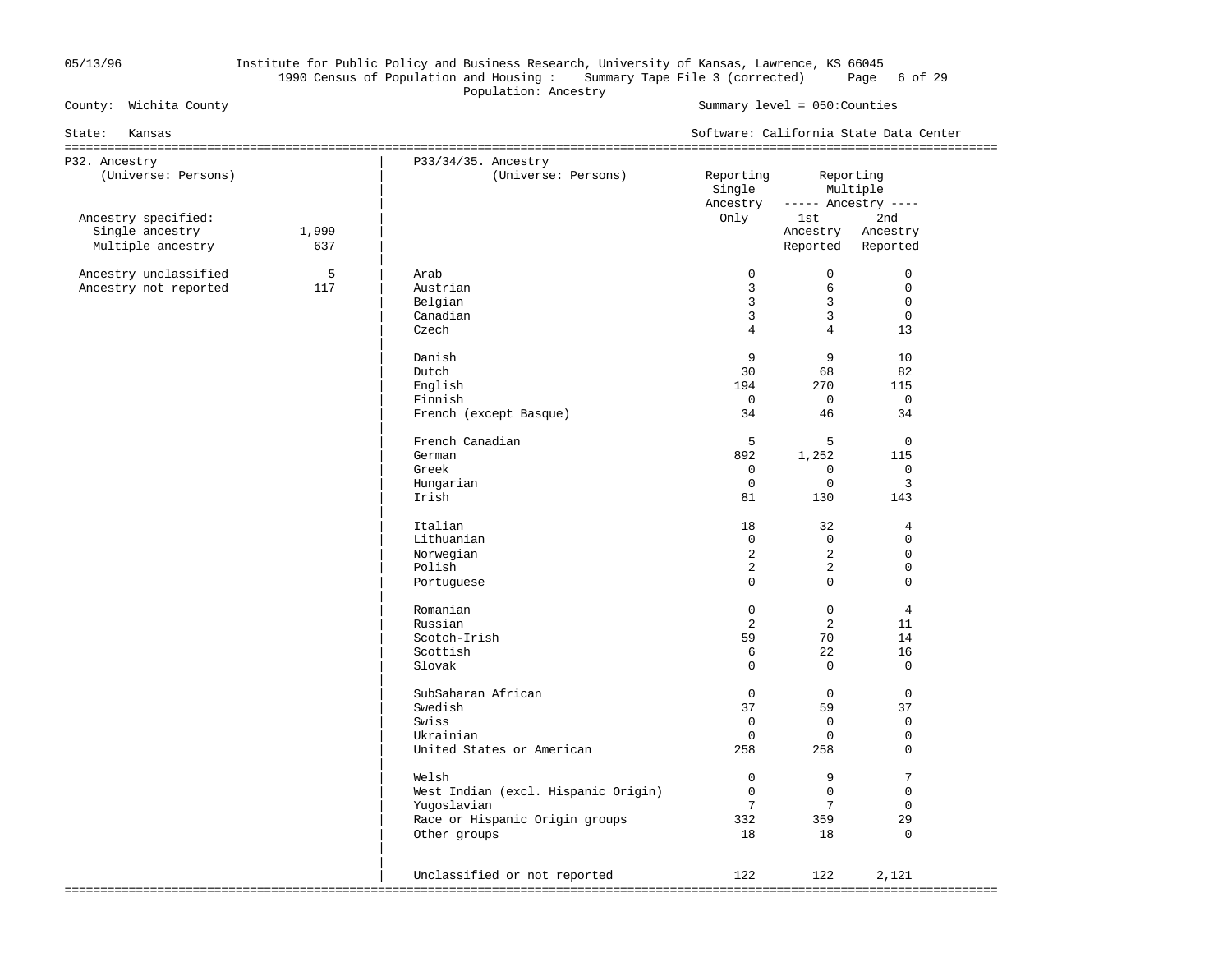County: Wichita County — Summary level = 050:Counties

State: Kansas — Software: California State Data Center

Population: Ancestry

## P32. Ancestry

(Universe: Persons)

| | |
|---|---|
| Ancestry specified: | |
| Single ancestry | 1,999 |
| Multiple ancestry | 637 |
| Ancestry unclassified | 5 |
| Ancestry not reported | 117 |

## P33/34/35. Ancestry

(Universe: Persons)

| | Reporting Single Ancestry Only | Reporting Multiple Ancestry: 1st Ancestry Reported | Reporting Multiple Ancestry: 2nd Ancestry Reported |
|---|---|---|---|
| Arab | 0 | 0 | 0 |
| Austrian | 3 | 6 | 0 |
| Belgian | 3 | 3 | 0 |
| Canadian | 3 | 3 | 0 |
| Czech | 4 | 4 | 13 |
| Danish | 9 | 9 | 10 |
| Dutch | 30 | 68 | 82 |
| English | 194 | 270 | 115 |
| Finnish | 0 | 0 | 0 |
| French (except Basque) | 34 | 46 | 34 |
| French Canadian | 5 | 5 | 0 |
| German | 892 | 1,252 | 115 |
| Greek | 0 | 0 | 0 |
| Hungarian | 0 | 0 | 3 |
| Irish | 81 | 130 | 143 |
| Italian | 18 | 32 | 4 |
| Lithuanian | 0 | 0 | 0 |
| Norwegian | 2 | 2 | 0 |
| Polish | 2 | 2 | 0 |
| Portuguese | 0 | 0 | 0 |
| Romanian | 0 | 0 | 4 |
| Russian | 2 | 2 | 11 |
| Scotch-Irish | 59 | 70 | 14 |
| Scottish | 6 | 22 | 16 |
| Slovak | 0 | 0 | 0 |
| SubSaharan African | 0 | 0 | 0 |
| Swedish | 37 | 59 | 37 |
| Swiss | 0 | 0 | 0 |
| Ukrainian | 0 | 0 | 0 |
| United States or American | 258 | 258 | 0 |
| Welsh | 0 | 9 | 7 |
| West Indian (excl. Hispanic Origin) | 0 | 0 | 0 |
| Yugoslavian | 7 | 7 | 0 |
| Race or Hispanic Origin groups | 332 | 359 | 29 |
| Other groups | 18 | 18 | 0 |
| Unclassified or not reported | 122 | 122 | 2,121 |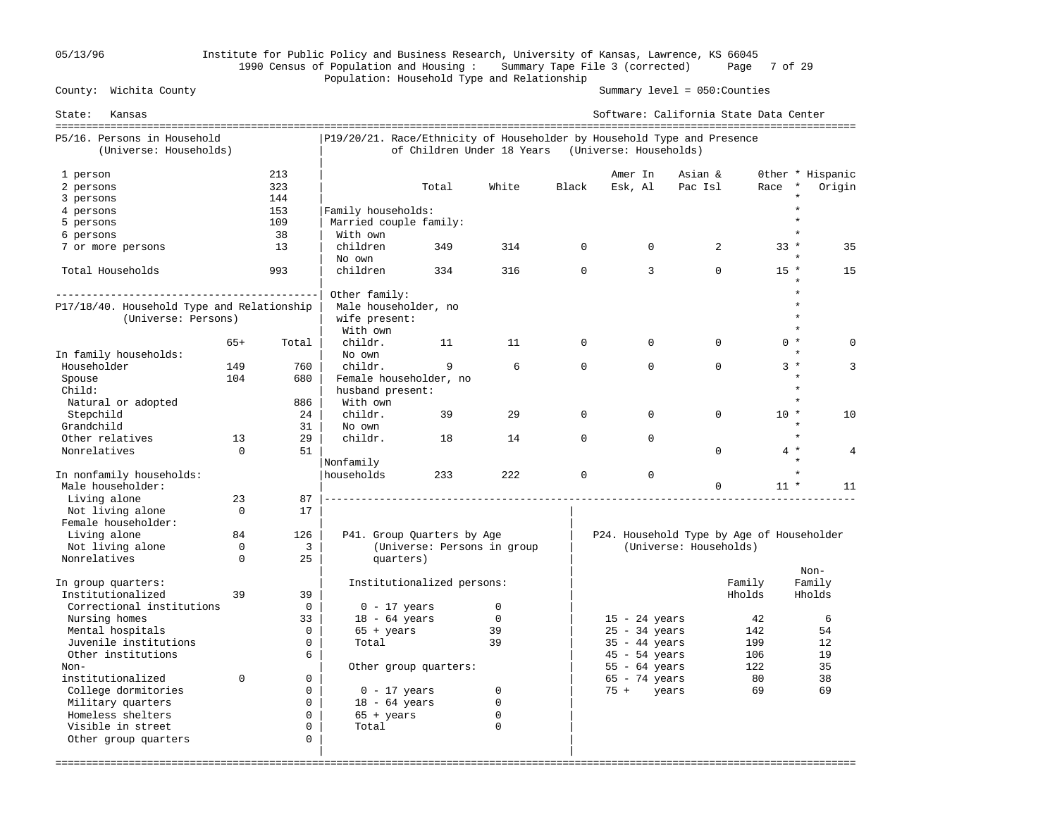05/13/96 Institute for Public Policy and Business Research, University of Kansas, Lawrence, KS 66045

1990 Census of Population and Housing : Summary Tape File 3 (corrected)

Population: Household Type and Relationship

County: Wichita County — Summary level = 050:Counties

State: Kansas — Software: California State Data Center

## P5/16. Persons in Household (Universe: Households)

| | |
|---|---|
| 1 person | 213 |
| 2 persons | 323 |
| 3 persons | 144 |
| 4 persons | 153 |
| 5 persons | 109 |
| 6 persons | 38 |
| 7 or more persons | 13 |
| Total Households | 993 |

## P17/18/40. Household Type and Relationship (Universe: Persons)

| | 65+ | Total |
|---|---|---|
| **In family households:** | | |
| Householder | 149 | 760 |
| Spouse | 104 | 680 |
| Child: | | |
| Natural or adopted | | 886 |
| Stepchild | | 24 |
| Grandchild | | 31 |
| Other relatives | 13 | 29 |
| Nonrelatives | 0 | 51 |
| **In nonfamily households:** | | |
| Male householder: | | |
| Living alone | 23 | 87 |
| Not living alone | 0 | 17 |
| Female householder: | | |
| Living alone | 84 | 126 |
| Not living alone | 0 | 3 |
| Nonrelatives | 0 | 25 |
| **In group quarters:** | | |
| Institutionalized | 39 | 39 |
| Correctional institutions | | 0 |
| Nursing homes | | 33 |
| Mental hospitals | | 0 |
| Juvenile institutions | | 0 |
| Other institutions | | 6 |
| Non-institutionalized | 0 | 0 |
| College dormitories | | 0 |
| Military quarters | | 0 |
| Homeless shelters | | 0 |
| Visible in street | | 0 |
| Other group quarters | | 0 |

## P19/20/21. Race/Ethnicity of Householder by Household Type and Presence of Children Under 18 Years (Universe: Households)

| | Total | White | Black | Amer In Esk, Al | Asian & Pac Isl | Other Race | Hispanic Origin |
|---|---|---|---|---|---|---|---|
| **Family households:** | | | | | | | |
| Married couple family: | | | | | | | |
| With own children | 349 | 314 | 0 | 0 | 2 | 33 | 35 |
| No own children | 334 | 316 | 0 | 3 | 0 | 15 | 15 |
| Other family: | | | | | | | |
| Male householder, no wife present: | | | | | | | |
| With own childr. | 11 | 11 | 0 | 0 | 0 | 0 | 0 |
| No own childr. | 9 | 6 | 0 | 0 | 0 | 3 | 3 |
| Female householder, no husband present: | | | | | | | |
| With own childr. | 39 | 29 | 0 | 0 | 0 | 10 | 10 |
| No own childr. | 18 | 14 | 0 | 0 | 0 | 4 | 4 |
| Nonfamily households | 233 | 222 | 0 | 0 | 0 | 11 | 11 |

## P41. Group Quarters by Age (Universe: Persons in group quarters)

| | |
|---|---|
| **Institutionalized persons:** | |
| 0 - 17 years | 0 |
| 18 - 64 years | 0 |
| 65 + years | 39 |
| Total | 39 |
| **Other group quarters:** | |
| 0 - 17 years | 0 |
| 18 - 64 years | 0 |
| 65 + years | 0 |
| Total | 0 |

## P24. Household Type by Age of Householder (Universe: Households)

| | Family Hholds | Non-Family Hholds |
|---|---|---|
| 15 - 24 years | 42 | 6 |
| 25 - 34 years | 142 | 54 |
| 35 - 44 years | 199 | 12 |
| 45 - 54 years | 106 | 19 |
| 55 - 64 years | 122 | 35 |
| 65 - 74 years | 80 | 38 |
| 75 + years | 69 | 69 |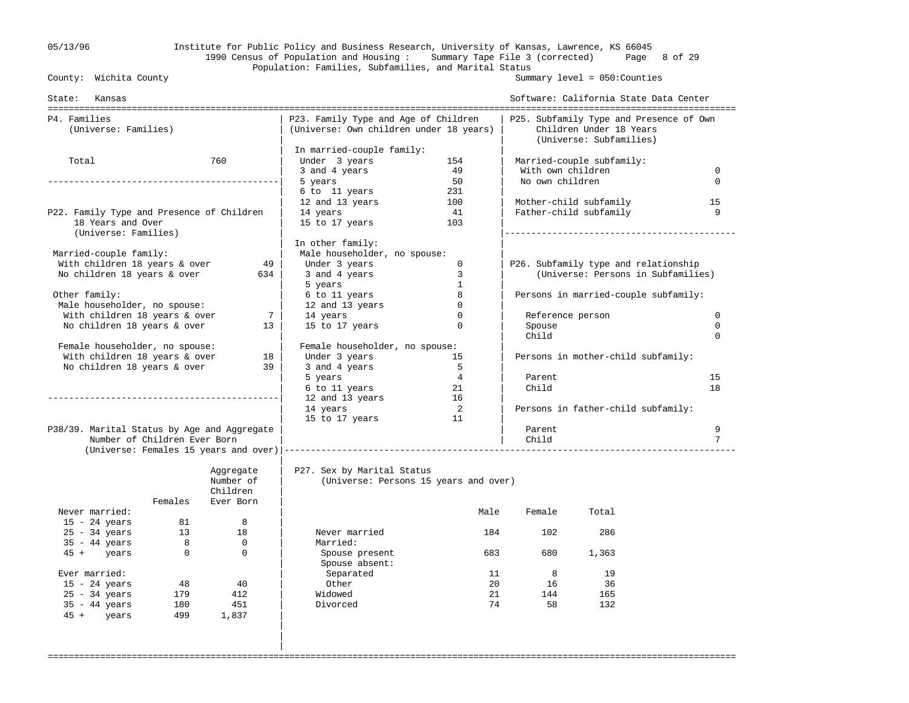County: Wichita County

State: Kansas

Summary level = 050:Counties

Software: California State Data Center

1990 Census of Population and Housing : Summary Tape File 3 (corrected)

Population: Families, Subfamilies, and Marital Status

## P4. Families

(Universe: Families)

| | |
|---|---|
| Total | 760 |

## P22. Family Type and Presence of Children 18 Years and Over

(Universe: Families)

| | |
|---|---|
| **Married-couple family:** | |
| With children 18 years & over | 49 |
| No children 18 years & over | 634 |
| **Other family:** | |
| Male householder, no spouse: | |
| With children 18 years & over | 7 |
| No children 18 years & over | 13 |
| Female householder, no spouse: | |
| With children 18 years & over | 18 |
| No children 18 years & over | 39 |

## P38/39. Marital Status by Age and Aggregate Number of Children Ever Born

(Universe: Females 15 years and over)

| | Females | Aggregate Number of Children Ever Born |
|---|---|---|
| **Never married:** | | |
| 15 - 24 years | 81 | 8 |
| 25 - 34 years | 13 | 18 |
| 35 - 44 years | 8 | 0 |
| 45 + years | 0 | 0 |
| **Ever married:** | | |
| 15 - 24 years | 48 | 40 |
| 25 - 34 years | 179 | 412 |
| 35 - 44 years | 180 | 451 |
| 45 + years | 499 | 1,837 |

## P23. Family Type and Age of Children

(Universe: Own children under 18 years)

| | |
|---|---|
| **In married-couple family:** | |
| Under 3 years | 154 |
| 3 and 4 years | 49 |
| 5 years | 50 |
| 6 to 11 years | 231 |
| 12 and 13 years | 100 |
| 14 years | 41 |
| 15 to 17 years | 103 |
| **In other family:** | |
| Male householder, no spouse: | |
| Under 3 years | 0 |
| 3 and 4 years | 3 |
| 5 years | 1 |
| 6 to 11 years | 8 |
| 12 and 13 years | 0 |
| 14 years | 0 |
| 15 to 17 years | 0 |
| Female householder, no spouse: | |
| Under 3 years | 15 |
| 3 and 4 years | 5 |
| 5 years | 4 |
| 6 to 11 years | 21 |
| 12 and 13 years | 16 |
| 14 years | 2 |
| 15 to 17 years | 11 |

## P25. Subfamily Type and Presence of Own Children Under 18 Years

(Universe: Subfamilies)

| | |
|---|---|
| **Married-couple subfamily:** | |
| With own children | 0 |
| No own children | 0 |
| Mother-child subfamily | 15 |
| Father-child subfamily | 9 |

## P26. Subfamily type and relationship

(Universe: Persons in Subfamilies)

| | |
|---|---|
| **Persons in married-couple subfamily:** | |
| Reference person | 0 |
| Spouse | 0 |
| Child | 0 |
| **Persons in mother-child subfamily:** | |
| Parent | 15 |
| Child | 18 |
| **Persons in father-child subfamily:** | |
| Parent | 9 |
| Child | 7 |

## P27. Sex by Marital Status

(Universe: Persons 15 years and over)

| | Male | Female | Total |
|---|---|---|---|
| Never married | 184 | 102 | 286 |
| Married: | | | |
| Spouse present | 683 | 680 | 1,363 |
| Spouse absent: | | | |
| Separated | 11 | 8 | 19 |
| Other | 20 | 16 | 36 |
| Widowed | 21 | 144 | 165 |
| Divorced | 74 | 58 | 132 |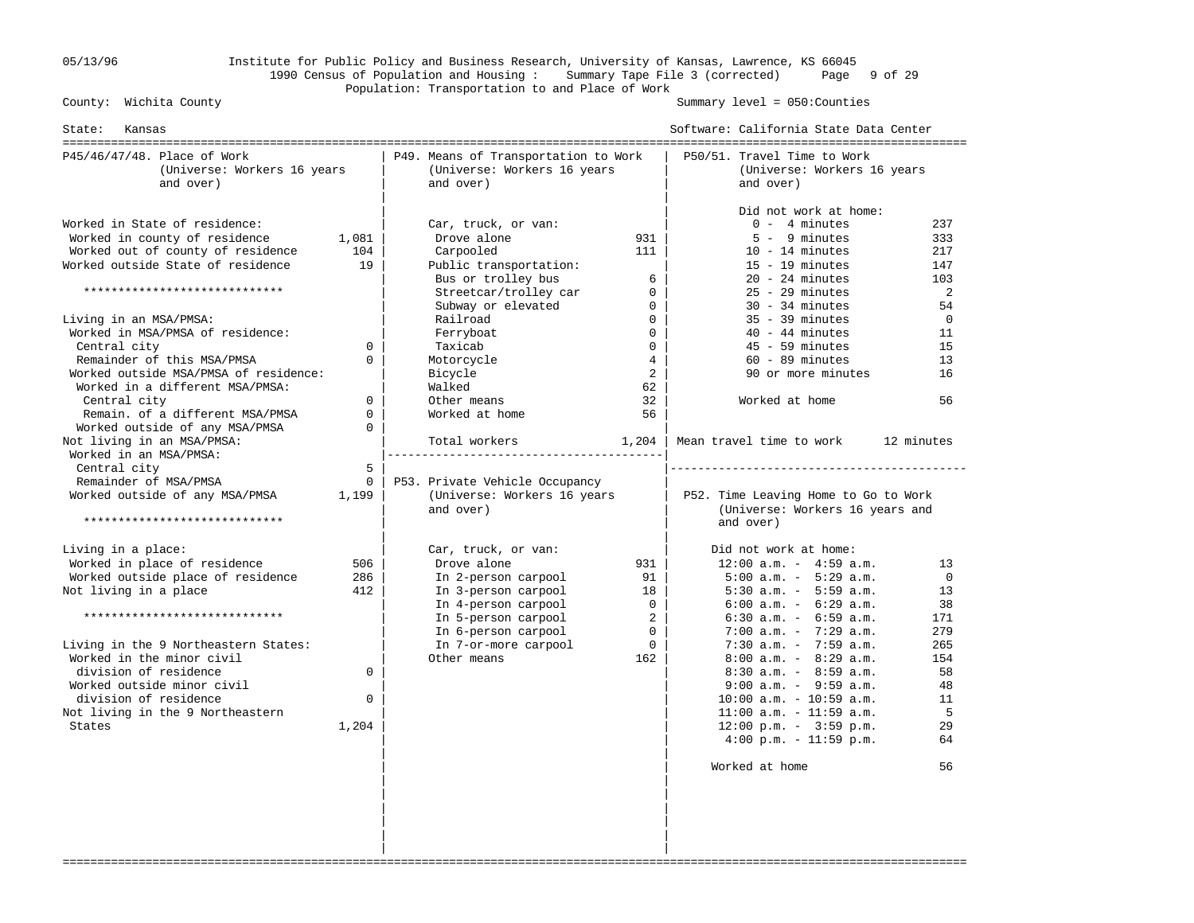05/13/96 Institute for Public Policy and Business Research, University of Kansas, Lawrence, KS 66045

1990 Census of Population and Housing : Summary Tape File 3 (corrected)

Population: Transportation to and Place of Work

County: Wichita County — Summary level = 050:Counties

State: Kansas — Software: California State Data Center

## P45/46/47/48. Place of Work (Universe: Workers 16 years and over)

| | |
|---|---|
| Worked in State of residence: | |
| Worked in county of residence | 1,081 |
| Worked out of county of residence | 104 |
| Worked outside State of residence | 19 |
| ***************************** | |
| Living in an MSA/PMSA: | |
| Worked in MSA/PMSA of residence: | |
| Central city | 0 |
| Remainder of this MSA/PMSA | 0 |
| Worked outside MSA/PMSA of residence: | |
| Worked in a different MSA/PMSA: | |
| Central city | 0 |
| Remain. of a different MSA/PMSA | 0 |
| Worked outside of any MSA/PMSA | 0 |
| Not living in an MSA/PMSA: | |
| Worked in an MSA/PMSA: | |
| Central city | 5 |
| Remainder of MSA/PMSA | 0 |
| Worked outside of any MSA/PMSA | 1,199 |
| ***************************** | |
| Living in a place: | |
| Worked in place of residence | 506 |
| Worked outside place of residence | 286 |
| Not living in a place | 412 |
| ***************************** | |
| Living in the 9 Northeastern States: | |
| Worked in the minor civil division of residence | 0 |
| Worked outside minor civil division of residence | 0 |
| Not living in the 9 Northeastern States | 1,204 |

## P49. Means of Transportation to Work (Universe: Workers 16 years and over)

| | |
|---|---|
| Car, truck, or van: | |
| Drove alone | 931 |
| Carpooled | 111 |
| Public transportation: | |
| Bus or trolley bus | 6 |
| Streetcar/trolley car | 0 |
| Subway or elevated | 0 |
| Railroad | 0 |
| Ferryboat | 0 |
| Taxicab | 0 |
| Motorcycle | 4 |
| Bicycle | 2 |
| Walked | 62 |
| Other means | 32 |
| Worked at home | 56 |
| Total workers | 1,204 |

## P53. Private Vehicle Occupancy (Universe: Workers 16 years and over)

| | |
|---|---|
| Car, truck, or van: | |
| Drove alone | 931 |
| In 2-person carpool | 91 |
| In 3-person carpool | 18 |
| In 4-person carpool | 0 |
| In 5-person carpool | 2 |
| In 6-person carpool | 0 |
| In 7-or-more carpool | 0 |
| Other means | 162 |

## P50/51. Travel Time to Work (Universe: Workers 16 years and over)

| | |
|---|---|
| Did not work at home: | |
| 0 - 4 minutes | 237 |
| 5 - 9 minutes | 333 |
| 10 - 14 minutes | 217 |
| 15 - 19 minutes | 147 |
| 20 - 24 minutes | 103 |
| 25 - 29 minutes | 2 |
| 30 - 34 minutes | 54 |
| 35 - 39 minutes | 0 |
| 40 - 44 minutes | 11 |
| 45 - 59 minutes | 15 |
| 60 - 89 minutes | 13 |
| 90 or more minutes | 16 |
| Worked at home | 56 |
| Mean travel time to work | 12 minutes |

## P52. Time Leaving Home to Go to Work (Universe: Workers 16 years and over)

| | |
|---|---|
| Did not work at home: | |
| 12:00 a.m. - 4:59 a.m. | 13 |
| 5:00 a.m. - 5:29 a.m. | 0 |
| 5:30 a.m. - 5:59 a.m. | 13 |
| 6:00 a.m. - 6:29 a.m. | 38 |
| 6:30 a.m. - 6:59 a.m. | 171 |
| 7:00 a.m. - 7:29 a.m. | 279 |
| 7:30 a.m. - 7:59 a.m. | 265 |
| 8:00 a.m. - 8:29 a.m. | 154 |
| 8:30 a.m. - 8:59 a.m. | 58 |
| 9:00 a.m. - 9:59 a.m. | 48 |
| 10:00 a.m. - 10:59 a.m. | 11 |
| 11:00 a.m. - 11:59 a.m. | 5 |
| 12:00 p.m. - 3:59 p.m. | 29 |
| 4:00 p.m. - 11:59 p.m. | 64 |
| Worked at home | 56 |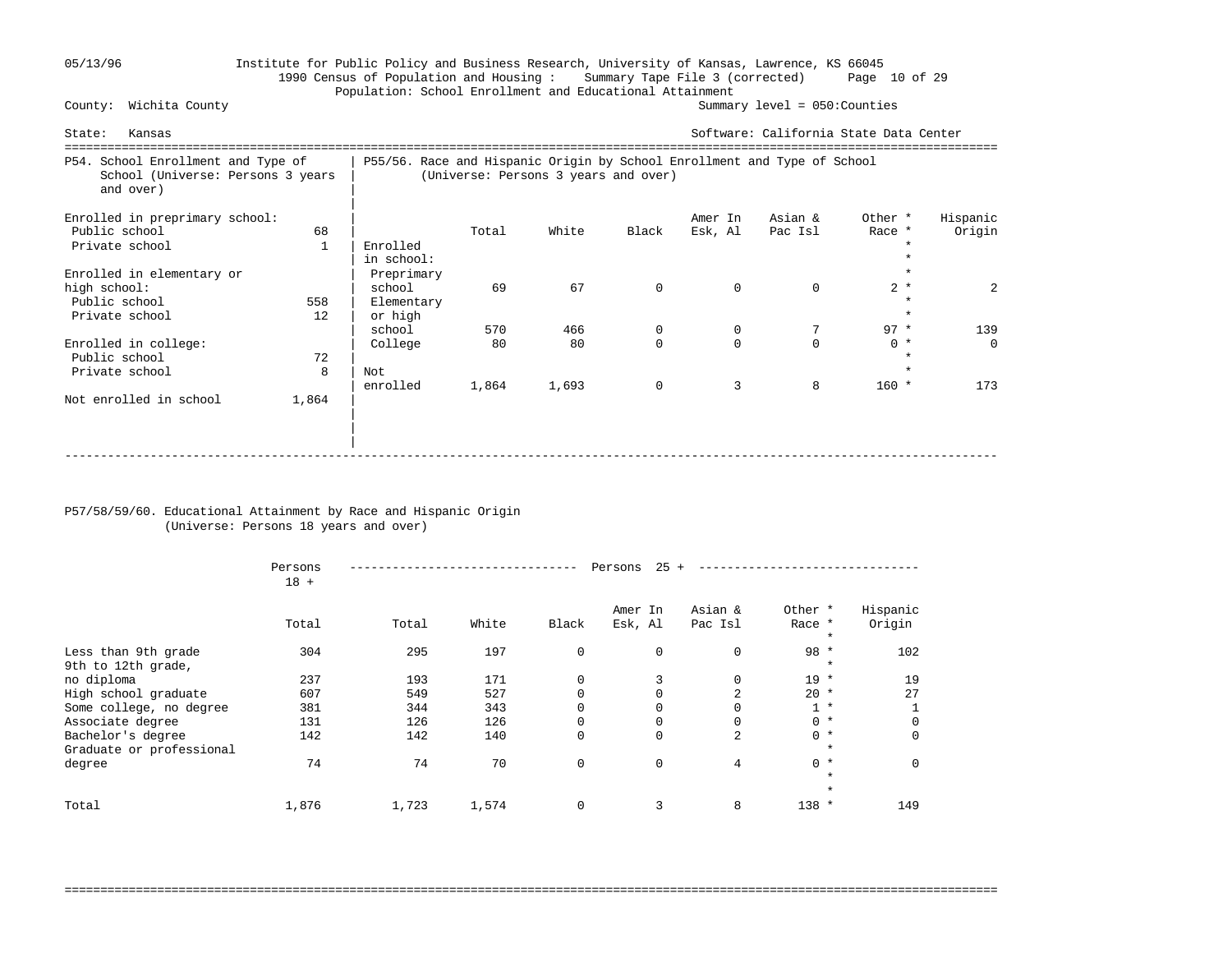Institute for Public Policy and Business Research, University of Kansas, Lawrence, KS 66045

1990 Census of Population and Housing : Summary Tape File 3 (corrected)

Population: School Enrollment and Educational Attainment

County: Wichita County — Summary level = 050:Counties

State: Kansas — Software: California State Data Center

## P54. School Enrollment and Type of School (Universe: Persons 3 years and over)

| | |
|---|---|
| Enrolled in preprimary school: | |
| Public school | 68 |
| Private school | 1 |
| Enrolled in elementary or high school: | |
| Public school | 558 |
| Private school | 12 |
| Enrolled in college: | |
| Public school | 72 |
| Private school | 8 |
| Not enrolled in school | 1,864 |

## P55/56. Race and Hispanic Origin by School Enrollment and Type of School (Universe: Persons 3 years and over)

| | Total | White | Black | Amer In Esk, Al | Asian & Pac Isl | Other * Race * | Hispanic Origin |
|---|---|---|---|---|---|---|---|
| Enrolled in school: | | | | | | | |
| Preprimary school | 69 | 67 | 0 | 0 | 0 | 2 | 2 |
| Elementary or high school | 570 | 466 | 0 | 0 | 7 | 97 | 139 |
| College | 80 | 80 | 0 | 0 | 0 | 0 | 0 |
| Not enrolled | 1,864 | 1,693 | 0 | 3 | 8 | 160 | 173 |

## P57/58/59/60. Educational Attainment by Race and Hispanic Origin (Universe: Persons 18 years and over)

| | Persons 18 + | Persons 25 + | | | | | | |
|---|---|---|---|---|---|---|---|---|
| | Total | Total | White | Black | Amer In Esk, Al | Asian & Pac Isl | Other * Race * | Hispanic Origin |
| Less than 9th grade | 304 | 295 | 197 | 0 | 0 | 0 | 98 | 102 |
| 9th to 12th grade, no diploma | 237 | 193 | 171 | 0 | 3 | 0 | 19 | 19 |
| High school graduate | 607 | 549 | 527 | 0 | 0 | 2 | 20 | 27 |
| Some college, no degree | 381 | 344 | 343 | 0 | 0 | 0 | 1 | 1 |
| Associate degree | 131 | 126 | 126 | 0 | 0 | 0 | 0 | 0 |
| Bachelor's degree | 142 | 142 | 140 | 0 | 0 | 2 | 0 | 0 |
| Graduate or professional degree | 74 | 74 | 70 | 0 | 0 | 4 | 0 | 0 |
| Total | 1,876 | 1,723 | 1,574 | 0 | 3 | 8 | 138 | 149 |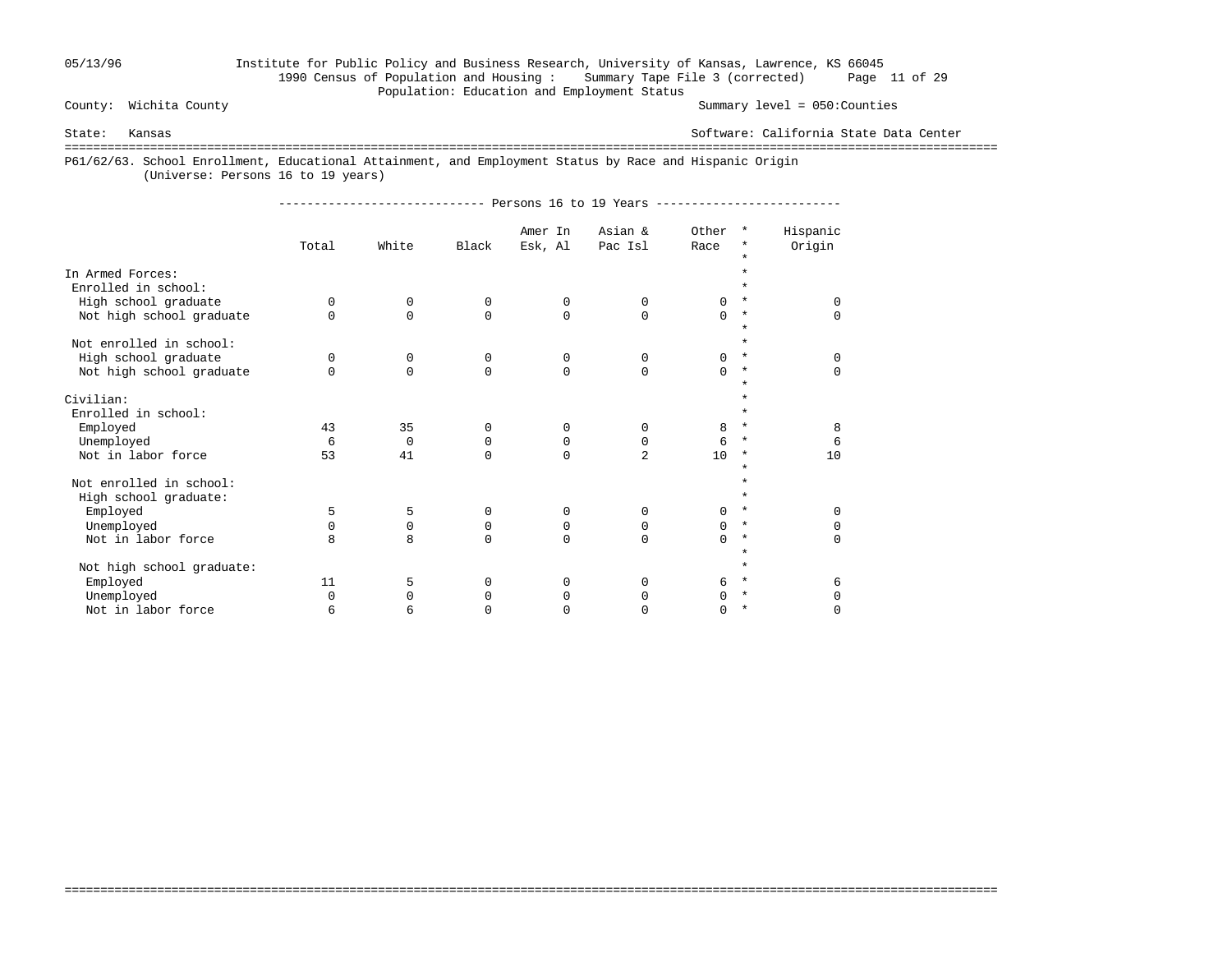County: Wichita County — Summary level = 050:Counties

State: Kansas — Software: California State Data Center

## P61/62/63. School Enrollment, Educational Attainment, and Employment Status by Race and Hispanic Origin

(Universe: Persons 16 to 19 years)

| | Persons 16 to 19 Years | | | | | | |
|---|---|---|---|---|---|---|---|
| | Total | White | Black | Amer In Esk, Al | Asian & Pac Isl | Other Race | Hispanic Origin |
| **In Armed Forces:** | | | | | | | |
| Enrolled in school: | | | | | | | |
| High school graduate | 0 | 0 | 0 | 0 | 0 | 0 | 0 |
| Not high school graduate | 0 | 0 | 0 | 0 | 0 | 0 | 0 |
| Not enrolled in school: | | | | | | | |
| High school graduate | 0 | 0 | 0 | 0 | 0 | 0 | 0 |
| Not high school graduate | 0 | 0 | 0 | 0 | 0 | 0 | 0 |
| **Civilian:** | | | | | | | |
| Enrolled in school: | | | | | | | |
| Employed | 43 | 35 | 0 | 0 | 0 | 8 | 8 |
| Unemployed | 6 | 0 | 0 | 0 | 0 | 6 | 6 |
| Not in labor force | 53 | 41 | 0 | 0 | 2 | 10 | 10 |
| Not enrolled in school: | | | | | | | |
| High school graduate: | | | | | | | |
| Employed | 5 | 5 | 0 | 0 | 0 | 0 | 0 |
| Unemployed | 0 | 0 | 0 | 0 | 0 | 0 | 0 |
| Not in labor force | 8 | 8 | 0 | 0 | 0 | 0 | 0 |
| Not high school graduate: | | | | | | | |
| Employed | 11 | 5 | 0 | 0 | 0 | 6 | 6 |
| Unemployed | 0 | 0 | 0 | 0 | 0 | 0 | 0 |
| Not in labor force | 6 | 6 | 0 | 0 | 0 | 0 | 0 |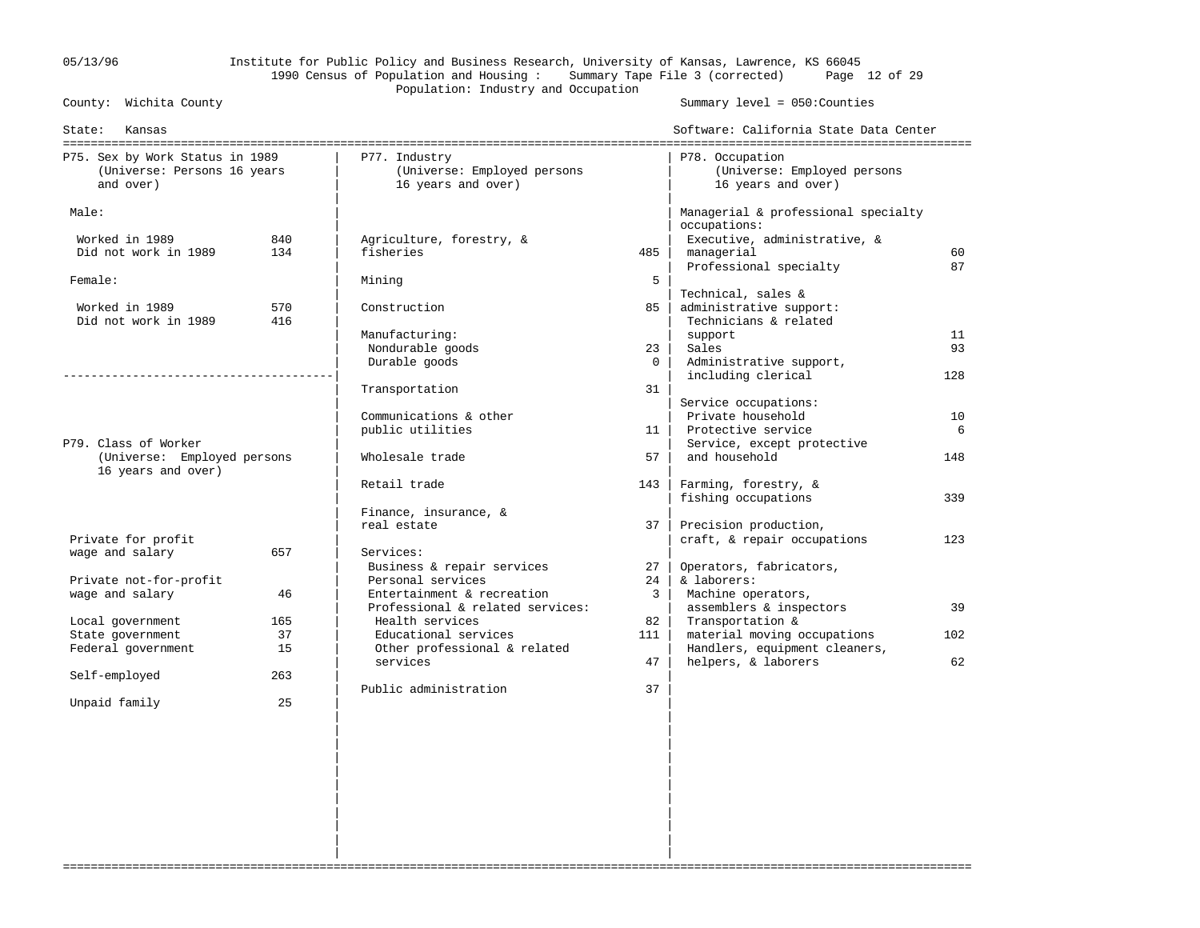County: Wichita County

State: Kansas

1990 Census of Population and Housing : Summary Tape File 3 (corrected)

Population: Industry and Occupation

Summary level = 050:Counties

Software: California State Data Center

## P75. Sex by Work Status in 1989
(Universe: Persons 16 years and over)

| | |
|---|---|
| **Male:** | |
| Worked in 1989 | 840 |
| Did not work in 1989 | 134 |
| **Female:** | |
| Worked in 1989 | 570 |
| Did not work in 1989 | 416 |

## P79. Class of Worker
(Universe: Employed persons 16 years and over)

| | |
|---|---|
| Private for profit wage and salary | 657 |
| Private not-for-profit wage and salary | 46 |
| Local government | 165 |
| State government | 37 |
| Federal government | 15 |
| Self-employed | 263 |
| Unpaid family | 25 |

## P77. Industry
(Universe: Employed persons 16 years and over)

| | |
|---|---|
| Agriculture, forestry, & fisheries | 485 |
| Mining | 5 |
| Construction | 85 |
| Manufacturing: | |
| Nondurable goods | 23 |
| Durable goods | 0 |
| Transportation | 31 |
| Communications & other public utilities | 11 |
| Wholesale trade | 57 |
| Retail trade | 143 |
| Finance, insurance, & real estate | 37 |
| Services: | |
| Business & repair services | 27 |
| Personal services | 24 |
| Entertainment & recreation | 3 |
| Professional & related services: | |
| Health services | 82 |
| Educational services | 111 |
| Other professional & related services | 47 |
| Public administration | 37 |

## P78. Occupation
(Universe: Employed persons 16 years and over)

| | |
|---|---|
| **Managerial & professional specialty occupations:** | |
| Executive, administrative, & managerial | 60 |
| Professional specialty | 87 |
| **Technical, sales & administrative support:** | |
| Technicians & related support | 11 |
| Sales | 93 |
| Administrative support, including clerical | 128 |
| **Service occupations:** | |
| Private household | 10 |
| Protective service | 6 |
| Service, except protective and household | 148 |
| Farming, forestry, & fishing occupations | 339 |
| Precision production, craft, & repair occupations | 123 |
| **Operators, fabricators, & laborers:** | |
| Machine operators, assemblers & inspectors | 39 |
| Transportation & material moving occupations | 102 |
| Handlers, equipment cleaners, helpers, & laborers | 62 |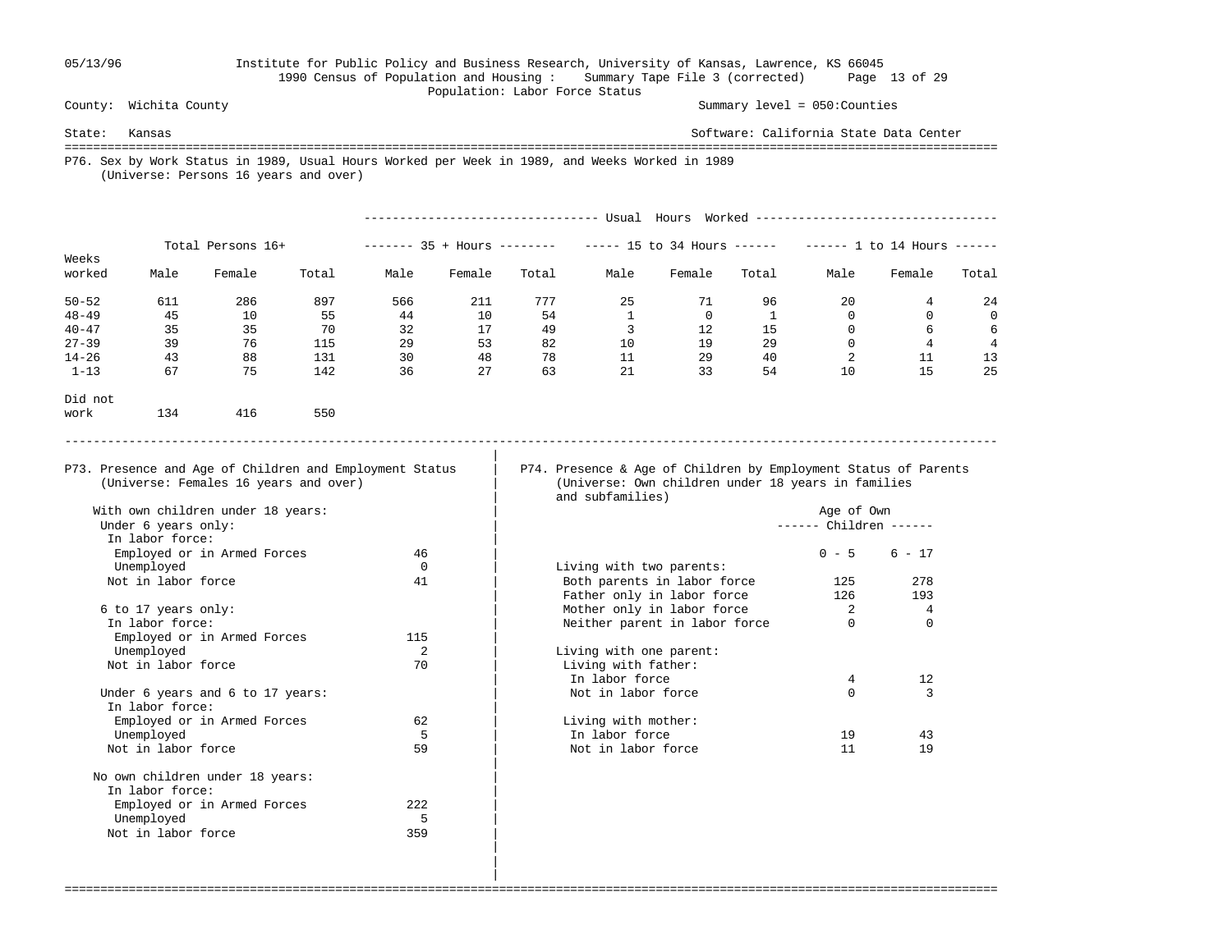County: Wichita County

State: Kansas

Summary level = 050:Counties

Software: California State Data Center

Population: Labor Force Status

## P76. Sex by Work Status in 1989, Usual Hours Worked per Week in 1989, and Weeks Worked in 1989
(Universe: Persons 16 years and over)

| Weeks worked | Total Persons 16+ | | | Usual Hours Worked: 35 + Hours | | | 15 to 34 Hours | | | 1 to 14 Hours | | |
|---|---|---|---|---|---|---|---|---|---|---|---|---|
| | Male | Female | Total | Male | Female | Total | Male | Female | Total | Male | Female | Total |
| 50-52 | 611 | 286 | 897 | 566 | 211 | 777 | 25 | 71 | 96 | 20 | 4 | 24 |
| 48-49 | 45 | 10 | 55 | 44 | 10 | 54 | 1 | 0 | 1 | 0 | 0 | 0 |
| 40-47 | 35 | 35 | 70 | 32 | 17 | 49 | 3 | 12 | 15 | 0 | 6 | 6 |
| 27-39 | 39 | 76 | 115 | 29 | 53 | 82 | 10 | 19 | 29 | 0 | 4 | 4 |
| 14-26 | 43 | 88 | 131 | 30 | 48 | 78 | 11 | 29 | 40 | 2 | 11 | 13 |
| 1-13 | 67 | 75 | 142 | 36 | 27 | 63 | 21 | 33 | 54 | 10 | 15 | 25 |
| Did not work | 134 | 416 | 550 | | | | | | | | | |

## P73. Presence and Age of Children and Employment Status
(Universe: Females 16 years and over)

| | |
|---|---|
| **With own children under 18 years:** | |
| Under 6 years only: | |
| In labor force: | |
| Employed or in Armed Forces | 46 |
| Unemployed | 0 |
| Not in labor force | 41 |
| 6 to 17 years only: | |
| In labor force: | |
| Employed or in Armed Forces | 115 |
| Unemployed | 2 |
| Not in labor force | 70 |
| Under 6 years and 6 to 17 years: | |
| In labor force: | |
| Employed or in Armed Forces | 62 |
| Unemployed | 5 |
| Not in labor force | 59 |
| **No own children under 18 years:** | |
| In labor force: | |
| Employed or in Armed Forces | 222 |
| Unemployed | 5 |
| Not in labor force | 359 |

## P74. Presence & Age of Children by Employment Status of Parents
(Universe: Own children under 18 years in families and subfamilies)

| | Age of Own Children: 0 - 5 | 6 - 17 |
|---|---|---|
| **Living with two parents:** | | |
| Both parents in labor force | 125 | 278 |
| Father only in labor force | 126 | 193 |
| Mother only in labor force | 2 | 4 |
| Neither parent in labor force | 0 | 0 |
| **Living with one parent:** | | |
| Living with father: | | |
| In labor force | 4 | 12 |
| Not in labor force | 0 | 3 |
| Living with mother: | | |
| In labor force | 19 | 43 |
| Not in labor force | 11 | 19 |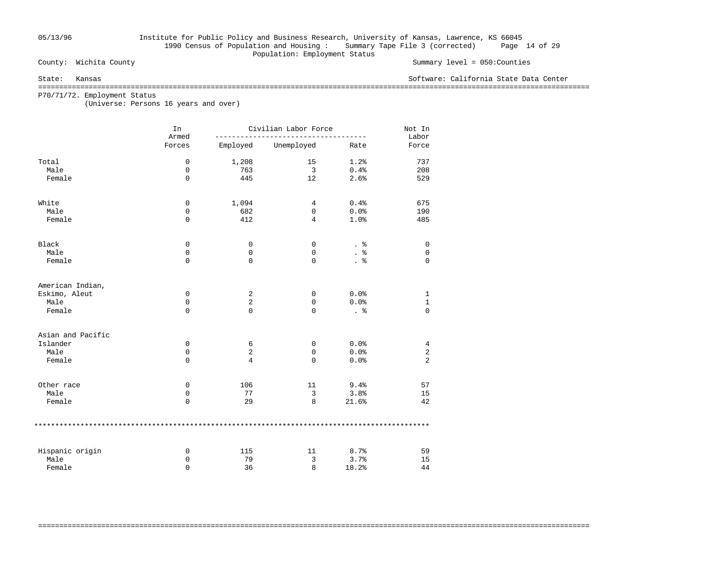County: Wichita County

State: Kansas

Summary level = 050:Counties

Software: California State Data Center

1990 Census of Population and Housing : Summary Tape File 3 (corrected)

Population: Employment Status

P70/71/72. Employment Status
(Universe: Persons 16 years and over)

| | In Armed Forces | Civilian Labor Force | | | Not In Labor Force |
|---|---|---|---|---|---|
| | | Employed | Unemployed | Rate | |
| Total | 0 | 1,208 | 15 | 1.2% | 737 |
| Male | 0 | 763 | 3 | 0.4% | 208 |
| Female | 0 | 445 | 12 | 2.6% | 529 |
| White | 0 | 1,094 | 4 | 0.4% | 675 |
| Male | 0 | 682 | 0 | 0.0% | 190 |
| Female | 0 | 412 | 4 | 1.0% | 485 |
| Black | 0 | 0 | 0 | . % | 0 |
| Male | 0 | 0 | 0 | . % | 0 |
| Female | 0 | 0 | 0 | . % | 0 |
| American Indian, Eskimo, Aleut | 0 | 2 | 0 | 0.0% | 1 |
| Male | 0 | 2 | 0 | 0.0% | 1 |
| Female | 0 | 0 | 0 | . % | 0 |
| Asian and Pacific Islander | 0 | 6 | 0 | 0.0% | 4 |
| Male | 0 | 2 | 0 | 0.0% | 2 |
| Female | 0 | 4 | 0 | 0.0% | 2 |
| Other race | 0 | 106 | 11 | 9.4% | 57 |
| Male | 0 | 77 | 3 | 3.8% | 15 |
| Female | 0 | 29 | 8 | 21.6% | 42 |
| Hispanic origin | 0 | 115 | 11 | 8.7% | 59 |
| Male | 0 | 79 | 3 | 3.7% | 15 |
| Female | 0 | 36 | 8 | 18.2% | 44 |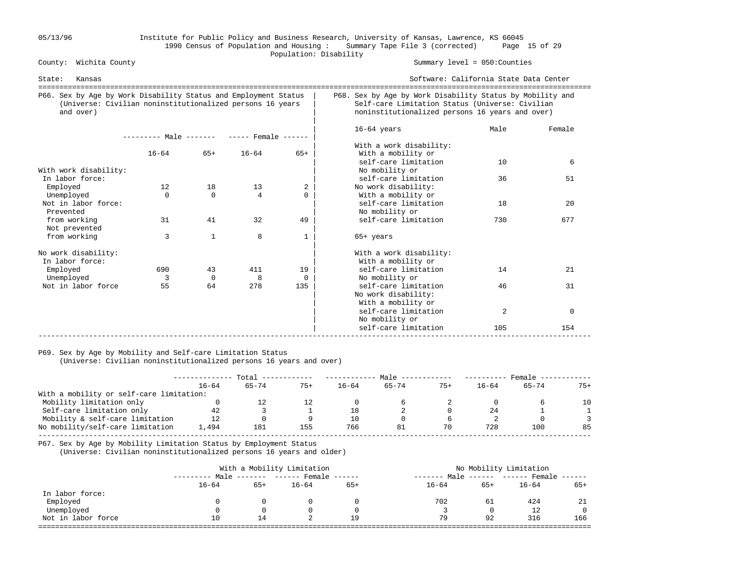County: Wichita County    Summary level = 050:Counties

State: Kansas    Software: California State Data Center

Population: Disability

## P66. Sex by Age by Work Disability Status and Employment Status (Universe: Civilian noninstitutionalized persons 16 years and over)

| | Male 16-64 | Male 65+ | Female 16-64 | Female 65+ |
|---|---|---|---|---|
| With work disability: | | | | |
| In labor force: | | | | |
| Employed | 12 | 18 | 13 | 2 |
| Unemployed | 0 | 0 | 4 | 0 |
| Not in labor force: | | | | |
| Prevented from working | 31 | 41 | 32 | 49 |
| Not prevented from working | 3 | 1 | 8 | 1 |
| No work disability: | | | | |
| In labor force: | | | | |
| Employed | 690 | 43 | 411 | 19 |
| Unemployed | 3 | 0 | 8 | 0 |
| Not in labor force | 55 | 64 | 278 | 135 |

## P68. Sex by Age by Work Disability Status by Mobility and Self-care Limitation Status (Universe: Civilian noninstitutionalized persons 16 years and over)

| | Male | Female |
|---|---|---|
| 16-64 years | | |
| With a work disability: | | |
| With a mobility or self-care limitation | 10 | 6 |
| No mobility or self-care limitation | 36 | 51 |
| No work disability: | | |
| With a mobility or self-care limitation | 18 | 20 |
| No mobility or self-care limitation | 730 | 677 |
| 65+ years | | |
| With a work disability: | | |
| With a mobility or self-care limitation | 14 | 21 |
| No mobility or self-care limitation | 46 | 31 |
| No work disability: | | |
| With a mobility or self-care limitation | 2 | 0 |
| No mobility or self-care limitation | 105 | 154 |

## P69. Sex by Age by Mobility and Self-care Limitation Status (Universe: Civilian noninstitutionalized persons 16 years and over)

| | Total 16-64 | Total 65-74 | Total 75+ | Male 16-64 | Male 65-74 | Male 75+ | Female 16-64 | Female 65-74 | Female 75+ |
|---|---|---|---|---|---|---|---|---|---|
| With a mobility or self-care limitation: | | | | | | | | | |
| Mobility limitation only | 0 | 12 | 12 | 0 | 6 | 2 | 0 | 6 | 10 |
| Self-care limitation only | 42 | 3 | 1 | 18 | 2 | 0 | 24 | 1 | 1 |
| Mobility & self-care limitation | 12 | 0 | 9 | 10 | 0 | 6 | 2 | 0 | 3 |
| No mobility/self-care limitation | 1,494 | 181 | 155 | 766 | 81 | 70 | 728 | 100 | 85 |

## P67. Sex by Age by Mobility Limitation Status by Employment Status (Universe: Civilian noninstitutionalized persons 16 years and older)

| | With a Mobility Limitation | | | | No Mobility Limitation | | | |
|---|---|---|---|---|---|---|---|---|
| | Male 16-64 | Male 65+ | Female 16-64 | Female 65+ | Male 16-64 | Male 65+ | Female 16-64 | Female 65+ |
| In labor force: | | | | | | | | |
| Employed | 0 | 0 | 0 | 0 | 702 | 61 | 424 | 21 |
| Unemployed | 0 | 0 | 0 | 0 | 3 | 0 | 12 | 0 |
| Not in labor force | 10 | 14 | 2 | 19 | 79 | 92 | 316 | 166 |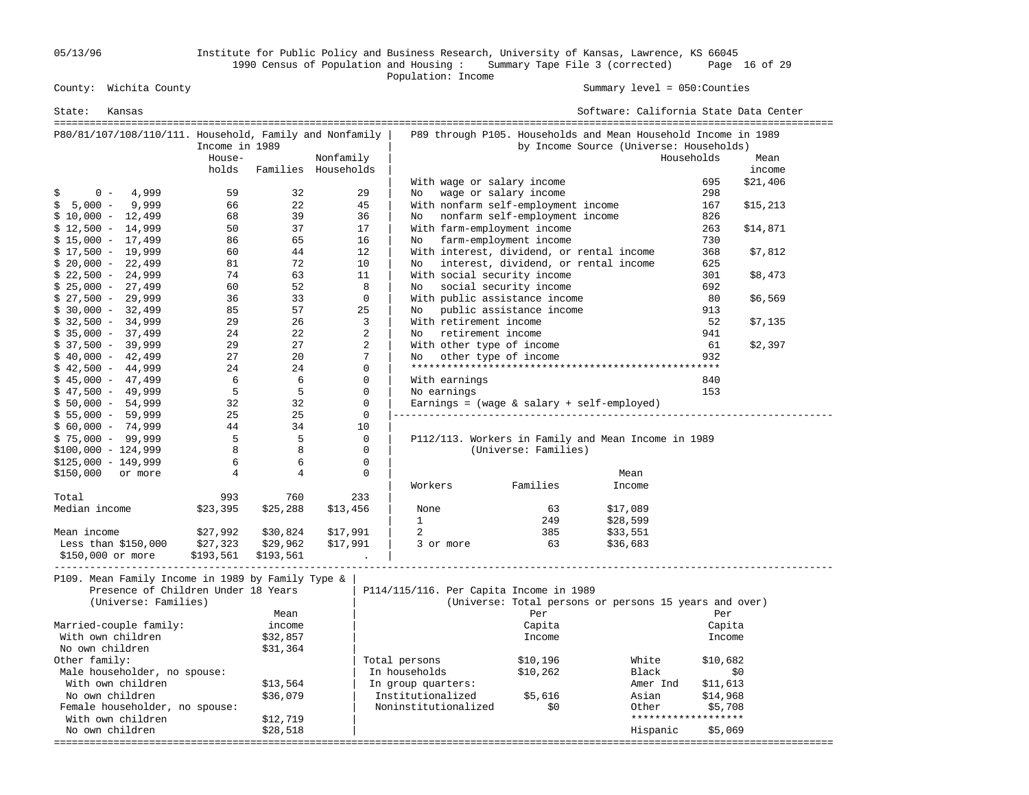County: Wichita County
State: Kansas

Summary level = 050:Counties
Software: California State Data Center

1990 Census of Population and Housing : Summary Tape File 3 (corrected)
Population: Income

## P80/81/107/108/110/111. Household, Family and Nonfamily Income in 1989

| | Households | Families | Nonfamily Households |
|---|---|---|---|
| $ 0 - 4,999 | 59 | 32 | 29 |
| $ 5,000 - 9,999 | 66 | 22 | 45 |
| $ 10,000 - 12,499 | 68 | 39 | 36 |
| $ 12,500 - 14,999 | 50 | 37 | 17 |
| $ 15,000 - 17,499 | 86 | 65 | 16 |
| $ 17,500 - 19,999 | 60 | 44 | 12 |
| $ 20,000 - 22,499 | 81 | 72 | 10 |
| $ 22,500 - 24,999 | 74 | 63 | 11 |
| $ 25,000 - 27,499 | 60 | 52 | 8 |
| $ 27,500 - 29,999 | 36 | 33 | 0 |
| $ 30,000 - 32,499 | 85 | 57 | 25 |
| $ 32,500 - 34,999 | 29 | 26 | 3 |
| $ 35,000 - 37,499 | 24 | 22 | 2 |
| $ 37,500 - 39,999 | 29 | 27 | 2 |
| $ 40,000 - 42,499 | 27 | 20 | 7 |
| $ 42,500 - 44,999 | 24 | 24 | 0 |
| $ 45,000 - 47,499 | 6 | 6 | 0 |
| $ 47,500 - 49,999 | 5 | 5 | 0 |
| $ 50,000 - 54,999 | 32 | 32 | 0 |
| $ 55,000 - 59,999 | 25 | 25 | 0 |
| $ 60,000 - 74,999 | 44 | 34 | 10 |
| $ 75,000 - 99,999 | 5 | 5 | 0 |
| $100,000 - 124,999 | 8 | 8 | 0 |
| $125,000 - 149,999 | 6 | 6 | 0 |
| $150,000 or more | 4 | 4 | 0 |
| Total | 993 | 760 | 233 |
| Median income | $23,395 | $25,288 | $13,456 |
| Mean income | $27,992 | $30,824 | $17,991 |
| Less than $150,000 | $27,323 | $29,962 | $17,991 |
| $150,000 or more | $193,561 | $193,561 | . |

## P89 through P105. Households and Mean Household Income in 1989 by Income Source (Universe: Households)

| | Households | Mean income |
|---|---|---|
| With wage or salary income | 695 | $21,406 |
| No wage or salary income | 298 | |
| With nonfarm self-employment income | 167 | $15,213 |
| No nonfarm self-employment income | 826 | |
| With farm-employment income | 263 | $14,871 |
| No farm-employment income | 730 | |
| With interest, dividend, or rental income | 368 | $7,812 |
| No interest, dividend, or rental income | 625 | |
| With social security income | 301 | $8,473 |
| No social security income | 692 | |
| With public assistance income | 80 | $6,569 |
| No public assistance income | 913 | |
| With retirement income | 52 | $7,135 |
| No retirement income | 941 | |
| With other type of income | 61 | $2,397 |
| No other type of income | 932 | |
| With earnings | 840 | |
| No earnings | 153 | |

Earnings = (wage & salary + self-employed)

## P112/113. Workers in Family and Mean Income in 1989 (Universe: Families)

| Workers | Families | Mean Income |
|---|---|---|
| None | 63 | $17,089 |
| 1 | 249 | $28,599 |
| 2 | 385 | $33,551 |
| 3 or more | 63 | $36,683 |

## P109. Mean Family Income in 1989 by Family Type & Presence of Children Under 18 Years (Universe: Families)

| | Mean income |
|---|---|
| Married-couple family: | |
| With own children | $32,857 |
| No own children | $31,364 |
| Other family: | |
| Male householder, no spouse: | |
| With own children | $13,564 |
| No own children | $36,079 |
| Female householder, no spouse: | |
| With own children | $12,719 |
| No own children | $28,518 |

## P114/115/116. Per Capita Income in 1989 (Universe: Total persons or persons 15 years and over)

| | Per Capita Income |
|---|---|
| Total persons | $10,196 |
| In households | $10,262 |
| In group quarters: | |
| Institutionalized | $5,616 |
| Noninstitutionalized | $0 |

| | Per Capita Income |
|---|---|
| White | $10,682 |
| Black | $0 |
| Amer Ind | $11,613 |
| Asian | $14,968 |
| Other | $5,708 |
| Hispanic | $5,069 |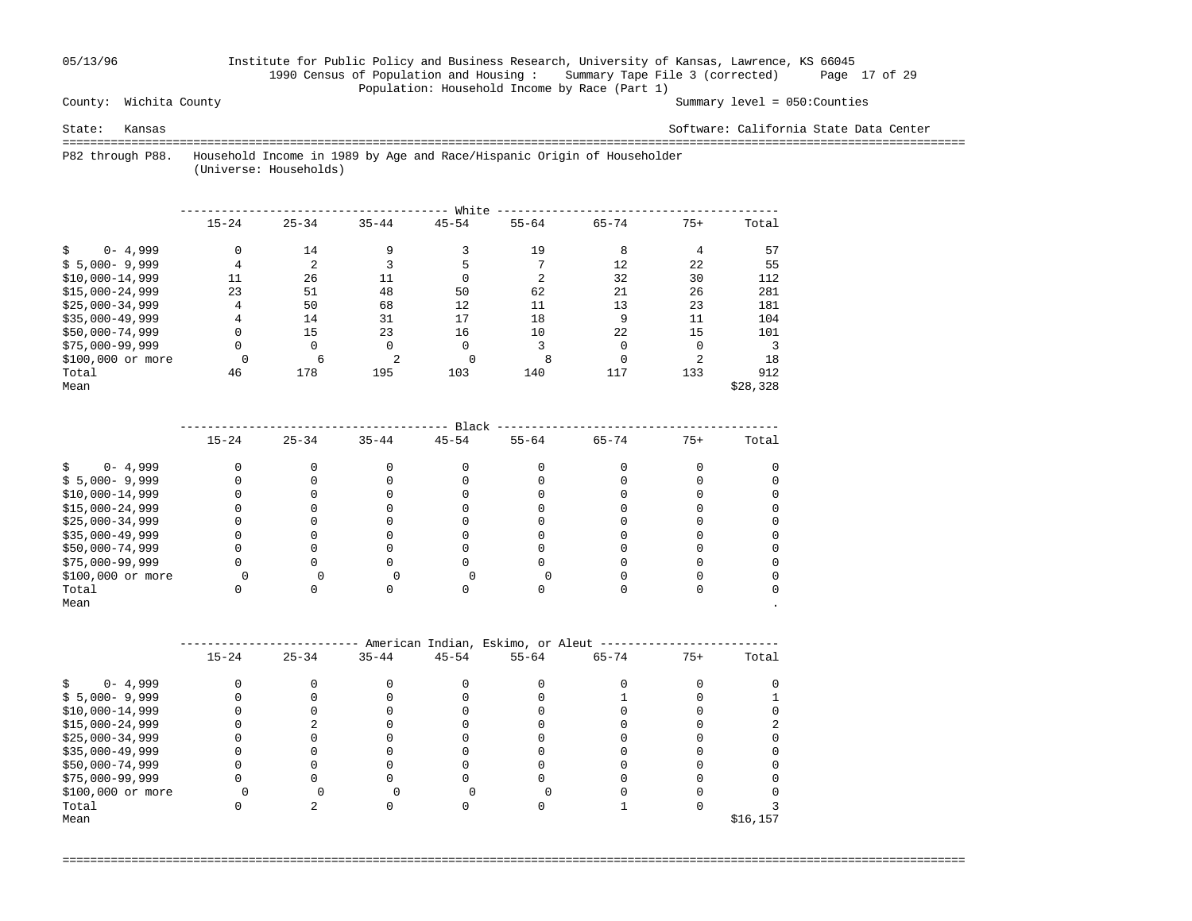05/13/96 Institute for Public Policy and Business Research, University of Kansas, Lawrence, KS 66045

1990 Census of Population and Housing : Summary Tape File 3 (corrected)

Population: Household Income by Race (Part 1)

County: Wichita County — Summary level = 050:Counties

State: Kansas — Software: California State Data Center

P82 through P88. Household Income in 1989 by Age and Race/Hispanic Origin of Householder
(Universe: Households)

**White**

| | 15-24 | 25-34 | 35-44 | 45-54 | 55-64 | 65-74 | 75+ | Total |
|---|---|---|---|---|---|---|---|---|
| $ 0- 4,999 | 0 | 14 | 9 | 3 | 19 | 8 | 4 | 57 |
| $ 5,000- 9,999 | 4 | 2 | 3 | 5 | 7 | 12 | 22 | 55 |
| $10,000-14,999 | 11 | 26 | 11 | 0 | 2 | 32 | 30 | 112 |
| $15,000-24,999 | 23 | 51 | 48 | 50 | 62 | 21 | 26 | 281 |
| $25,000-34,999 | 4 | 50 | 68 | 12 | 11 | 13 | 23 | 181 |
| $35,000-49,999 | 4 | 14 | 31 | 17 | 18 | 9 | 11 | 104 |
| $50,000-74,999 | 0 | 15 | 23 | 16 | 10 | 22 | 15 | 101 |
| $75,000-99,999 | 0 | 0 | 0 | 0 | 3 | 0 | 0 | 3 |
| $100,000 or more | 0 | 6 | 2 | 0 | 8 | 0 | 2 | 18 |
| Total | 46 | 178 | 195 | 103 | 140 | 117 | 133 | 912 |
| Mean | | | | | | | | $28,328 |

**Black**

| | 15-24 | 25-34 | 35-44 | 45-54 | 55-64 | 65-74 | 75+ | Total |
|---|---|---|---|---|---|---|---|---|
| $ 0- 4,999 | 0 | 0 | 0 | 0 | 0 | 0 | 0 | 0 |
| $ 5,000- 9,999 | 0 | 0 | 0 | 0 | 0 | 0 | 0 | 0 |
| $10,000-14,999 | 0 | 0 | 0 | 0 | 0 | 0 | 0 | 0 |
| $15,000-24,999 | 0 | 0 | 0 | 0 | 0 | 0 | 0 | 0 |
| $25,000-34,999 | 0 | 0 | 0 | 0 | 0 | 0 | 0 | 0 |
| $35,000-49,999 | 0 | 0 | 0 | 0 | 0 | 0 | 0 | 0 |
| $50,000-74,999 | 0 | 0 | 0 | 0 | 0 | 0 | 0 | 0 |
| $75,000-99,999 | 0 | 0 | 0 | 0 | 0 | 0 | 0 | 0 |
| $100,000 or more | 0 | 0 | 0 | 0 | 0 | 0 | 0 | 0 |
| Total | 0 | 0 | 0 | 0 | 0 | 0 | 0 | 0 |
| Mean | | | | | | | | . |

**American Indian, Eskimo, or Aleut**

| | 15-24 | 25-34 | 35-44 | 45-54 | 55-64 | 65-74 | 75+ | Total |
|---|---|---|---|---|---|---|---|---|
| $ 0- 4,999 | 0 | 0 | 0 | 0 | 0 | 0 | 0 | 0 |
| $ 5,000- 9,999 | 0 | 0 | 0 | 0 | 0 | 1 | 0 | 1 |
| $10,000-14,999 | 0 | 0 | 0 | 0 | 0 | 0 | 0 | 0 |
| $15,000-24,999 | 0 | 2 | 0 | 0 | 0 | 0 | 0 | 2 |
| $25,000-34,999 | 0 | 0 | 0 | 0 | 0 | 0 | 0 | 0 |
| $35,000-49,999 | 0 | 0 | 0 | 0 | 0 | 0 | 0 | 0 |
| $50,000-74,999 | 0 | 0 | 0 | 0 | 0 | 0 | 0 | 0 |
| $75,000-99,999 | 0 | 0 | 0 | 0 | 0 | 0 | 0 | 0 |
| $100,000 or more | 0 | 0 | 0 | 0 | 0 | 0 | 0 | 0 |
| Total | 0 | 2 | 0 | 0 | 0 | 1 | 0 | 3 |
| Mean | | | | | | | | $16,157 |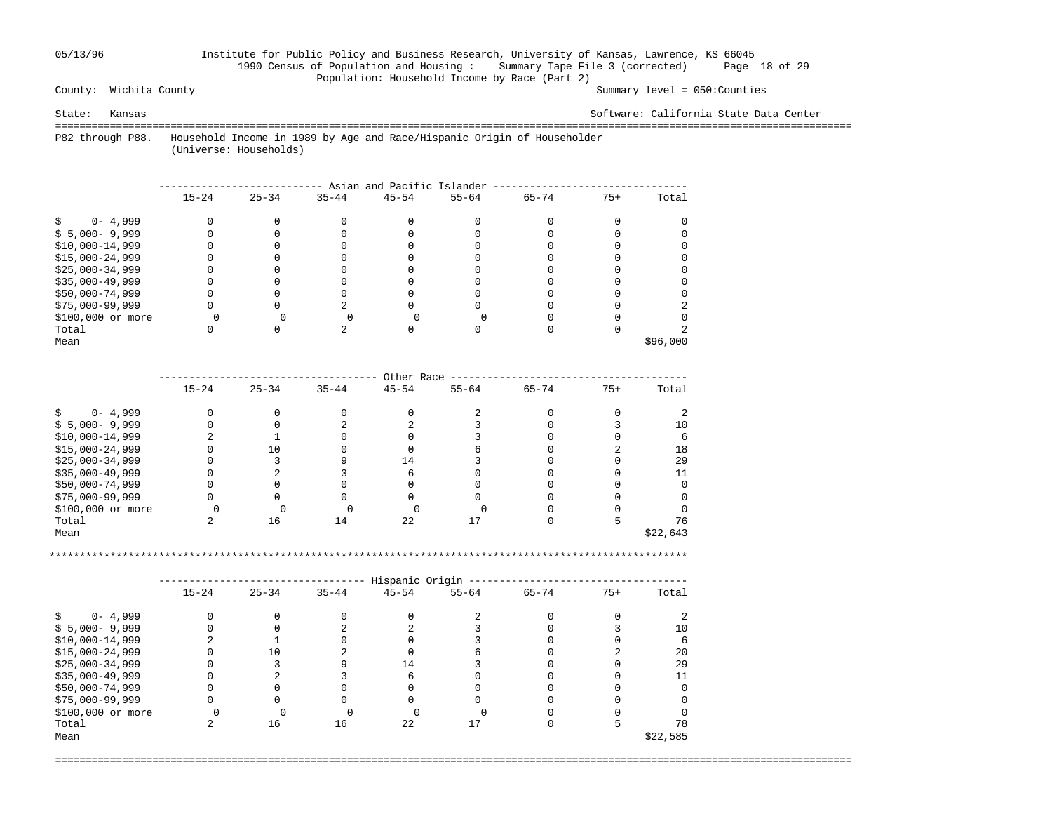County: Wichita County

State: Kansas

Summary level = 050:Counties

Software: California State Data Center

Population: Household Income by Race (Part 2)

P82 through P88. Household Income in 1989 by Age and Race/Hispanic Origin of Householder
(Universe: Households)

| Asian and Pacific Islander | 15-24 | 25-34 | 35-44 | 45-54 | 55-64 | 65-74 | 75+ | Total |
|---|---|---|---|---|---|---|---|---|
| $ 0- 4,999 | 0 | 0 | 0 | 0 | 0 | 0 | 0 | 0 |
| $ 5,000- 9,999 | 0 | 0 | 0 | 0 | 0 | 0 | 0 | 0 |
| $10,000-14,999 | 0 | 0 | 0 | 0 | 0 | 0 | 0 | 0 |
| $15,000-24,999 | 0 | 0 | 0 | 0 | 0 | 0 | 0 | 0 |
| $25,000-34,999 | 0 | 0 | 0 | 0 | 0 | 0 | 0 | 0 |
| $35,000-49,999 | 0 | 0 | 0 | 0 | 0 | 0 | 0 | 0 |
| $50,000-74,999 | 0 | 0 | 0 | 0 | 0 | 0 | 0 | 0 |
| $75,000-99,999 | 0 | 0 | 2 | 0 | 0 | 0 | 0 | 2 |
| $100,000 or more | 0 | 0 | 0 | 0 | 0 | 0 | 0 | 0 |
| Total | 0 | 0 | 2 | 0 | 0 | 0 | 0 | 2 |
| Mean | | | | | | | | $96,000 |

| Other Race | 15-24 | 25-34 | 35-44 | 45-54 | 55-64 | 65-74 | 75+ | Total |
|---|---|---|---|---|---|---|---|---|
| $ 0- 4,999 | 0 | 0 | 0 | 0 | 2 | 0 | 0 | 2 |
| $ 5,000- 9,999 | 0 | 0 | 2 | 2 | 3 | 0 | 3 | 10 |
| $10,000-14,999 | 2 | 1 | 0 | 0 | 3 | 0 | 0 | 6 |
| $15,000-24,999 | 0 | 10 | 0 | 0 | 6 | 0 | 2 | 18 |
| $25,000-34,999 | 0 | 3 | 9 | 14 | 3 | 0 | 0 | 29 |
| $35,000-49,999 | 0 | 2 | 3 | 6 | 0 | 0 | 0 | 11 |
| $50,000-74,999 | 0 | 0 | 0 | 0 | 0 | 0 | 0 | 0 |
| $75,000-99,999 | 0 | 0 | 0 | 0 | 0 | 0 | 0 | 0 |
| $100,000 or more | 0 | 0 | 0 | 0 | 0 | 0 | 0 | 0 |
| Total | 2 | 16 | 14 | 22 | 17 | 0 | 5 | 76 |
| Mean | | | | | | | | $22,643 |

| Hispanic Origin | 15-24 | 25-34 | 35-44 | 45-54 | 55-64 | 65-74 | 75+ | Total |
|---|---|---|---|---|---|---|---|---|
| $ 0- 4,999 | 0 | 0 | 0 | 0 | 2 | 0 | 0 | 2 |
| $ 5,000- 9,999 | 0 | 0 | 2 | 2 | 3 | 0 | 3 | 10 |
| $10,000-14,999 | 2 | 1 | 0 | 0 | 3 | 0 | 0 | 6 |
| $15,000-24,999 | 0 | 10 | 2 | 0 | 6 | 0 | 2 | 20 |
| $25,000-34,999 | 0 | 3 | 9 | 14 | 3 | 0 | 0 | 29 |
| $35,000-49,999 | 0 | 2 | 3 | 6 | 0 | 0 | 0 | 11 |
| $50,000-74,999 | 0 | 0 | 0 | 0 | 0 | 0 | 0 | 0 |
| $75,000-99,999 | 0 | 0 | 0 | 0 | 0 | 0 | 0 | 0 |
| $100,000 or more | 0 | 0 | 0 | 0 | 0 | 0 | 0 | 0 |
| Total | 2 | 16 | 16 | 22 | 17 | 0 | 5 | 78 |
| Mean | | | | | | | | $22,585 |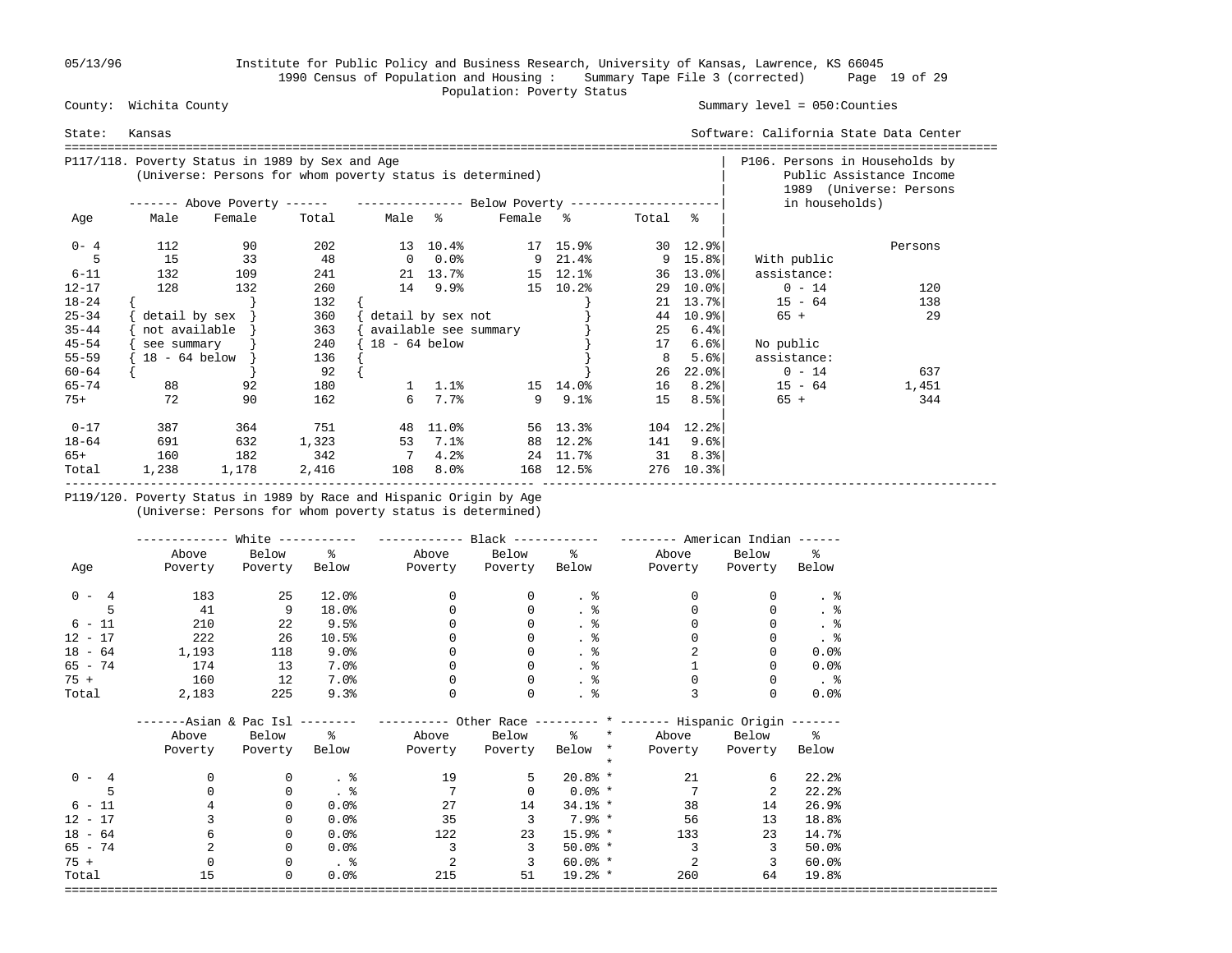Institute for Public Policy and Business Research, University of Kansas, Lawrence, KS 66045
1990 Census of Population and Housing : Summary Tape File 3 (corrected)
Population: Poverty Status

County: Wichita County — Summary level = 050:Counties

State: Kansas — Software: California State Data Center

## P117/118. Poverty Status in 1989 by Sex and Age
(Universe: Persons for whom poverty status is determined)

| Age | Above Poverty Male | Above Poverty Female | Above Poverty Total | Below Poverty Male | % | Below Poverty Female | % | Below Poverty Total | % |
|---|---|---|---|---|---|---|---|---|---|
| 0- 4 | 112 | 90 | 202 | 13 | 10.4% | 17 | 15.9% | 30 | 12.9% |
| 5 | 15 | 33 | 48 | 0 | 0.0% | 9 | 21.4% | 9 | 15.8% |
| 6-11 | 132 | 109 | 241 | 21 | 13.7% | 15 | 12.1% | 36 | 13.0% |
| 12-17 | 128 | 132 | 260 | 14 | 9.9% | 15 | 10.2% | 29 | 10.0% |
| 18-24 | { | } | 132 | { | | | } | 21 | 13.7% |
| 25-34 | { detail by sex | } | 360 | { detail by sex not | | | } | 44 | 10.9% |
| 35-44 | { not available | } | 363 | { available see summary | | | } | 25 | 6.4% |
| 45-54 | { see summary | } | 240 | { 18 - 64 below | | | } | 17 | 6.6% |
| 55-59 | { 18 - 64 below | } | 136 | { | | | } | 8 | 5.6% |
| 60-64 | { | } | 92 | { | | | } | 26 | 22.0% |
| 65-74 | 88 | 92 | 180 | 1 | 1.1% | 15 | 14.0% | 16 | 8.2% |
| 75+ | 72 | 90 | 162 | 6 | 7.7% | 9 | 9.1% | 15 | 8.5% |
| 0-17 | 387 | 364 | 751 | 48 | 11.0% | 56 | 13.3% | 104 | 12.2% |
| 18-64 | 691 | 632 | 1,323 | 53 | 7.1% | 88 | 12.2% | 141 | 9.6% |
| 65+ | 160 | 182 | 342 | 7 | 4.2% | 24 | 11.7% | 31 | 8.3% |
| Total | 1,238 | 1,178 | 2,416 | 108 | 8.0% | 168 | 12.5% | 276 | 10.3% |

## P106. Persons in Households by Public Assistance Income 1989 (Universe: Persons in households)

| | Persons |
|---|---|
| With public assistance: | |
| 0 - 14 | 120 |
| 15 - 64 | 138 |
| 65 + | 29 |
| No public assistance: | |
| 0 - 14 | 637 |
| 15 - 64 | 1,451 |
| 65 + | 344 |

## P119/120. Poverty Status in 1989 by Race and Hispanic Origin by Age
(Universe: Persons for whom poverty status is determined)

| Age | White Above Poverty | White Below Poverty | White % Below | Black Above Poverty | Black Below Poverty | Black % Below | American Indian Above Poverty | American Indian Below Poverty | American Indian % Below |
|---|---|---|---|---|---|---|---|---|---|
| 0 - 4 | 183 | 25 | 12.0% | 0 | 0 | . % | 0 | 0 | . % |
| 5 | 41 | 9 | 18.0% | 0 | 0 | . % | 0 | 0 | . % |
| 6 - 11 | 210 | 22 | 9.5% | 0 | 0 | . % | 0 | 0 | . % |
| 12 - 17 | 222 | 26 | 10.5% | 0 | 0 | . % | 0 | 0 | . % |
| 18 - 64 | 1,193 | 118 | 9.0% | 0 | 0 | . % | 2 | 0 | 0.0% |
| 65 - 74 | 174 | 13 | 7.0% | 0 | 0 | . % | 1 | 0 | 0.0% |
| 75 + | 160 | 12 | 7.0% | 0 | 0 | . % | 0 | 0 | . % |
| Total | 2,183 | 225 | 9.3% | 0 | 0 | . % | 3 | 0 | 0.0% |

| Age | Asian & Pac Isl Above Poverty | Asian & Pac Isl Below Poverty | Asian & Pac Isl % Below | Other Race Above Poverty | Other Race Below Poverty | Other Race % Below | Hispanic Origin Above Poverty | Hispanic Origin Below Poverty | Hispanic Origin % Below |
|---|---|---|---|---|---|---|---|---|---|
| 0 - 4 | 0 | 0 | . % | 19 | 5 | 20.8% | 21 | 6 | 22.2% |
| 5 | 0 | 0 | . % | 7 | 0 | 0.0% | 7 | 2 | 22.2% |
| 6 - 11 | 4 | 0 | 0.0% | 27 | 14 | 34.1% | 38 | 14 | 26.9% |
| 12 - 17 | 3 | 0 | 0.0% | 35 | 3 | 7.9% | 56 | 13 | 18.8% |
| 18 - 64 | 6 | 0 | 0.0% | 122 | 23 | 15.9% | 133 | 23 | 14.7% |
| 65 - 74 | 2 | 0 | 0.0% | 3 | 3 | 50.0% | 3 | 3 | 50.0% |
| 75 + | 0 | 0 | . % | 2 | 3 | 60.0% | 2 | 3 | 60.0% |
| Total | 15 | 0 | 0.0% | 215 | 51 | 19.2% | 260 | 64 | 19.8% |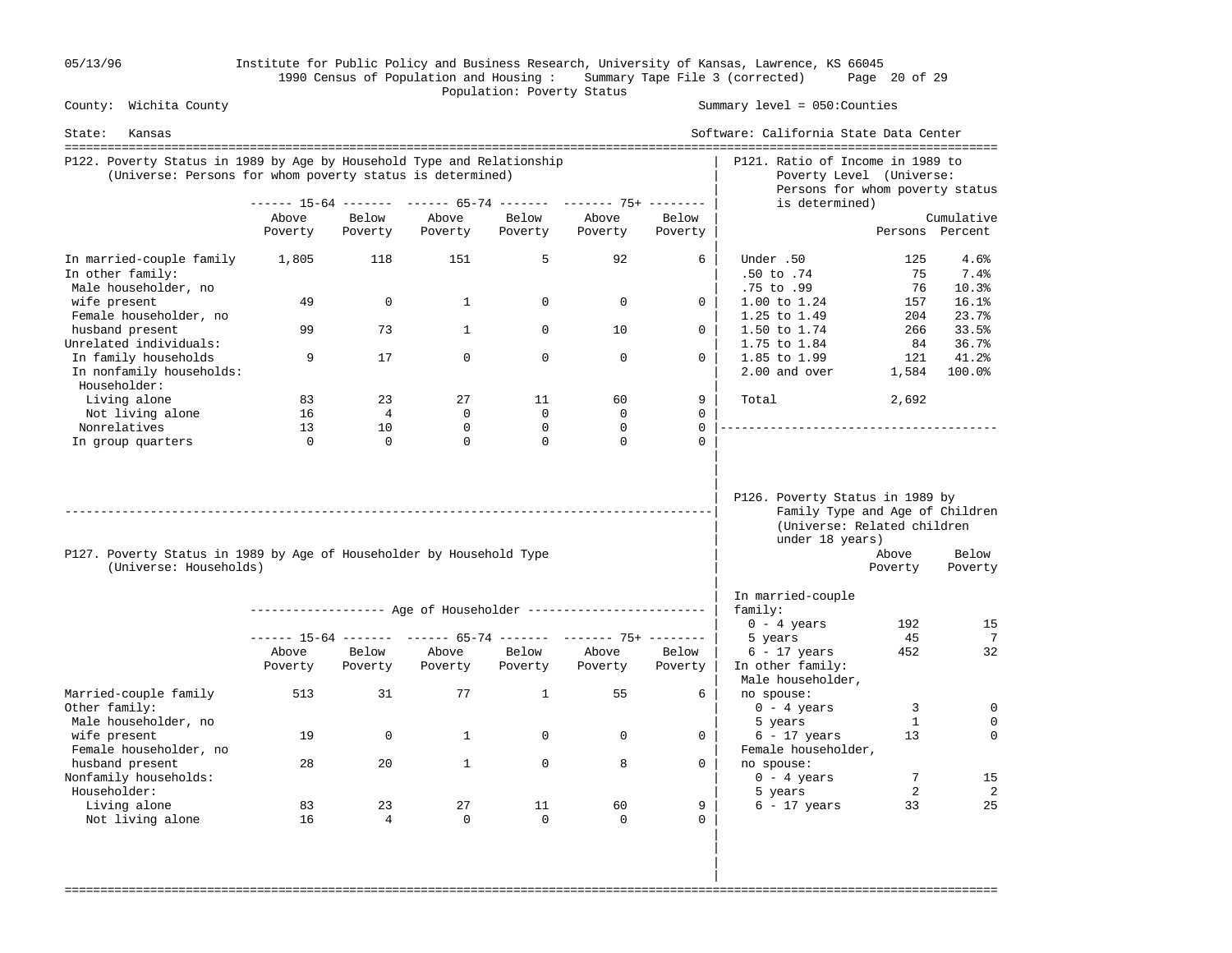Institute for Public Policy and Business Research, University of Kansas, Lawrence, KS 66045
1990 Census of Population and Housing : Summary Tape File 3 (corrected)
Population: Poverty Status

County: Wichita County — Summary level = 050:Counties

State: Kansas — Software: California State Data Center

## P122. Poverty Status in 1989 by Age by Household Type and Relationship
(Universe: Persons for whom poverty status is determined)

| | 15-64 Above Poverty | 15-64 Below Poverty | 65-74 Above Poverty | 65-74 Below Poverty | 75+ Above Poverty | 75+ Below Poverty |
|---|---|---|---|---|---|---|
| In married-couple family | 1,805 | 118 | 151 | 5 | 92 | 6 |
| In other family: | | | | | | |
| Male householder, no wife present | 49 | 0 | 1 | 0 | 0 | 0 |
| Female householder, no husband present | 99 | 73 | 1 | 0 | 10 | 0 |
| Unrelated individuals: | | | | | | |
| In family households | 9 | 17 | 0 | 0 | 0 | 0 |
| In nonfamily households: | | | | | | |
| Householder: | | | | | | |
| Living alone | 83 | 23 | 27 | 11 | 60 | 9 |
| Not living alone | 16 | 4 | 0 | 0 | 0 | 0 |
| Nonrelatives | 13 | 10 | 0 | 0 | 0 | 0 |
| In group quarters | 0 | 0 | 0 | 0 | 0 | 0 |

## P121. Ratio of Income in 1989 to Poverty Level (Universe: Persons for whom poverty status is determined)

| | Persons | Cumulative Percent |
|---|---|---|
| Under .50 | 125 | 4.6% |
| .50 to .74 | 75 | 7.4% |
| .75 to .99 | 76 | 10.3% |
| 1.00 to 1.24 | 157 | 16.1% |
| 1.25 to 1.49 | 204 | 23.7% |
| 1.50 to 1.74 | 266 | 33.5% |
| 1.75 to 1.84 | 84 | 36.7% |
| 1.85 to 1.99 | 121 | 41.2% |
| 2.00 and over | 1,584 | 100.0% |
| Total | 2,692 | |

## P127. Poverty Status in 1989 by Age of Householder by Household Type
(Universe: Households)

| | Age of Householder: 15-64 Above Poverty | 15-64 Below Poverty | 65-74 Above Poverty | 65-74 Below Poverty | 75+ Above Poverty | 75+ Below Poverty |
|---|---|---|---|---|---|---|
| Married-couple family | 513 | 31 | 77 | 1 | 55 | 6 |
| Other family: | | | | | | |
| Male householder, no wife present | 19 | 0 | 1 | 0 | 0 | 0 |
| Female householder, no husband present | 28 | 20 | 1 | 0 | 8 | 0 |
| Nonfamily households: | | | | | | |
| Householder: | | | | | | |
| Living alone | 83 | 23 | 27 | 11 | 60 | 9 |
| Not living alone | 16 | 4 | 0 | 0 | 0 | 0 |

## P126. Poverty Status in 1989 by Family Type and Age of Children (Universe: Related children under 18 years)

| | Above Poverty | Below Poverty |
|---|---|---|
| In married-couple family: | | |
| 0 - 4 years | 192 | 15 |
| 5 years | 45 | 7 |
| 6 - 17 years | 452 | 32 |
| In other family: | | |
| Male householder, no spouse: | | |
| 0 - 4 years | 3 | 0 |
| 5 years | 1 | 0 |
| 6 - 17 years | 13 | 0 |
| Female householder, no spouse: | | |
| 0 - 4 years | 7 | 15 |
| 5 years | 2 | 2 |
| 6 - 17 years | 33 | 25 |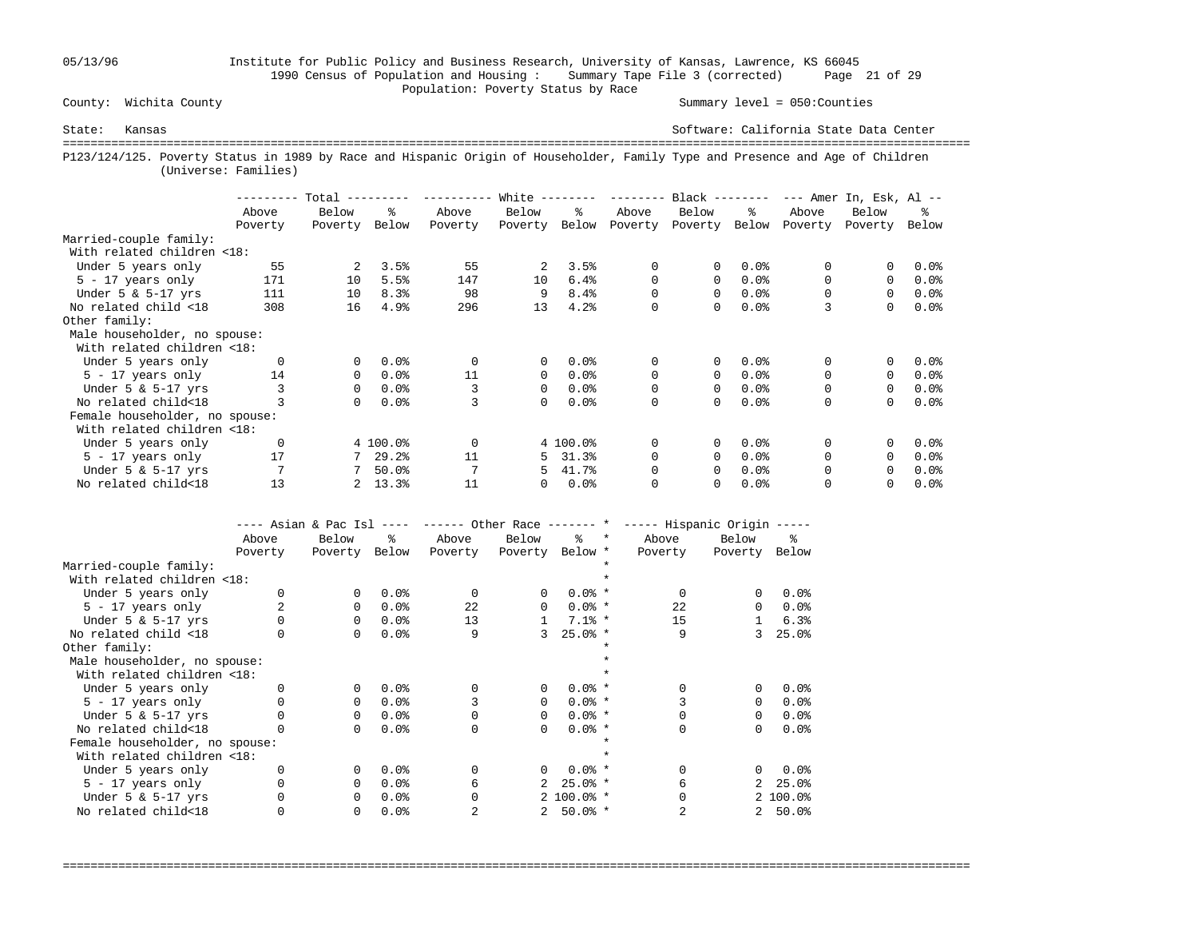05/13/96 Institute for Public Policy and Business Research, University of Kansas, Lawrence, KS 66045
1990 Census of Population and Housing : Summary Tape File 3 (corrected)
Population: Poverty Status by Race

County: Wichita County — Summary level = 050:Counties

State: Kansas — Software: California State Data Center

## P123/124/125. Poverty Status in 1989 by Race and Hispanic Origin of Householder, Family Type and Presence and Age of Children (Universe: Families)

| | Total | | | White | | | Black | | | Amer In, Esk, Al | | |
|---|---|---|---|---|---|---|---|---|---|---|---|---|
| | Above Poverty | Below Poverty | % Below | Above Poverty | Below Poverty | % Below | Above Poverty | Below Poverty | % Below | Above Poverty | Below Poverty | % Below |
| **Married-couple family:** | | | | | | | | | | | | |
| With related children <18: | | | | | | | | | | | | |
| Under 5 years only | 55 | 2 | 3.5% | 55 | 2 | 3.5% | 0 | 0 | 0.0% | 0 | 0 | 0.0% |
| 5 - 17 years only | 171 | 10 | 5.5% | 147 | 10 | 6.4% | 0 | 0 | 0.0% | 0 | 0 | 0.0% |
| Under 5 & 5-17 yrs | 111 | 10 | 8.3% | 98 | 9 | 8.4% | 0 | 0 | 0.0% | 0 | 0 | 0.0% |
| No related child <18 | 308 | 16 | 4.9% | 296 | 13 | 4.2% | 0 | 0 | 0.0% | 3 | 0 | 0.0% |
| **Other family:** | | | | | | | | | | | | |
| Male householder, no spouse: | | | | | | | | | | | | |
| With related children <18: | | | | | | | | | | | | |
| Under 5 years only | 0 | 0 | 0.0% | 0 | 0 | 0.0% | 0 | 0 | 0.0% | 0 | 0 | 0.0% |
| 5 - 17 years only | 14 | 0 | 0.0% | 11 | 0 | 0.0% | 0 | 0 | 0.0% | 0 | 0 | 0.0% |
| Under 5 & 5-17 yrs | 3 | 0 | 0.0% | 3 | 0 | 0.0% | 0 | 0 | 0.0% | 0 | 0 | 0.0% |
| No related child<18 | 3 | 0 | 0.0% | 3 | 0 | 0.0% | 0 | 0 | 0.0% | 0 | 0 | 0.0% |
| Female householder, no spouse: | | | | | | | | | | | | |
| With related children <18: | | | | | | | | | | | | |
| Under 5 years only | 0 | 4 | 100.0% | 0 | 4 | 100.0% | 0 | 0 | 0.0% | 0 | 0 | 0.0% |
| 5 - 17 years only | 17 | 7 | 29.2% | 11 | 5 | 31.3% | 0 | 0 | 0.0% | 0 | 0 | 0.0% |
| Under 5 & 5-17 yrs | 7 | 7 | 50.0% | 7 | 5 | 41.7% | 0 | 0 | 0.0% | 0 | 0 | 0.0% |
| No related child<18 | 13 | 2 | 13.3% | 11 | 0 | 0.0% | 0 | 0 | 0.0% | 0 | 0 | 0.0% |

| | Asian & Pac Isl | | | Other Race | | | Hispanic Origin | | |
|---|---|---|---|---|---|---|---|---|---|
| | Above Poverty | Below Poverty | % Below | Above Poverty | Below Poverty | % Below | Above Poverty | Below Poverty | % Below |
| **Married-couple family:** | | | | | | | | | |
| With related children <18: | | | | | | | | | |
| Under 5 years only | 0 | 0 | 0.0% | 0 | 0 | 0.0% | 0 | 0 | 0.0% |
| 5 - 17 years only | 2 | 0 | 0.0% | 22 | 0 | 0.0% | 22 | 0 | 0.0% |
| Under 5 & 5-17 yrs | 0 | 0 | 0.0% | 13 | 1 | 7.1% | 15 | 1 | 6.3% |
| No related child <18 | 0 | 0 | 0.0% | 9 | 3 | 25.0% | 9 | 3 | 25.0% |
| **Other family:** | | | | | | | | | |
| Male householder, no spouse: | | | | | | | | | |
| With related children <18: | | | | | | | | | |
| Under 5 years only | 0 | 0 | 0.0% | 0 | 0 | 0.0% | 0 | 0 | 0.0% |
| 5 - 17 years only | 0 | 0 | 0.0% | 3 | 0 | 0.0% | 3 | 0 | 0.0% |
| Under 5 & 5-17 yrs | 0 | 0 | 0.0% | 0 | 0 | 0.0% | 0 | 0 | 0.0% |
| No related child<18 | 0 | 0 | 0.0% | 0 | 0 | 0.0% | 0 | 0 | 0.0% |
| Female householder, no spouse: | | | | | | | | | |
| With related children <18: | | | | | | | | | |
| Under 5 years only | 0 | 0 | 0.0% | 0 | 0 | 0.0% | 0 | 0 | 0.0% |
| 5 - 17 years only | 0 | 0 | 0.0% | 6 | 2 | 25.0% | 6 | 2 | 25.0% |
| Under 5 & 5-17 yrs | 0 | 0 | 0.0% | 0 | 2 | 100.0% | 0 | 2 | 100.0% |
| No related child<18 | 0 | 0 | 0.0% | 2 | 2 | 50.0% | 2 | 2 | 50.0% |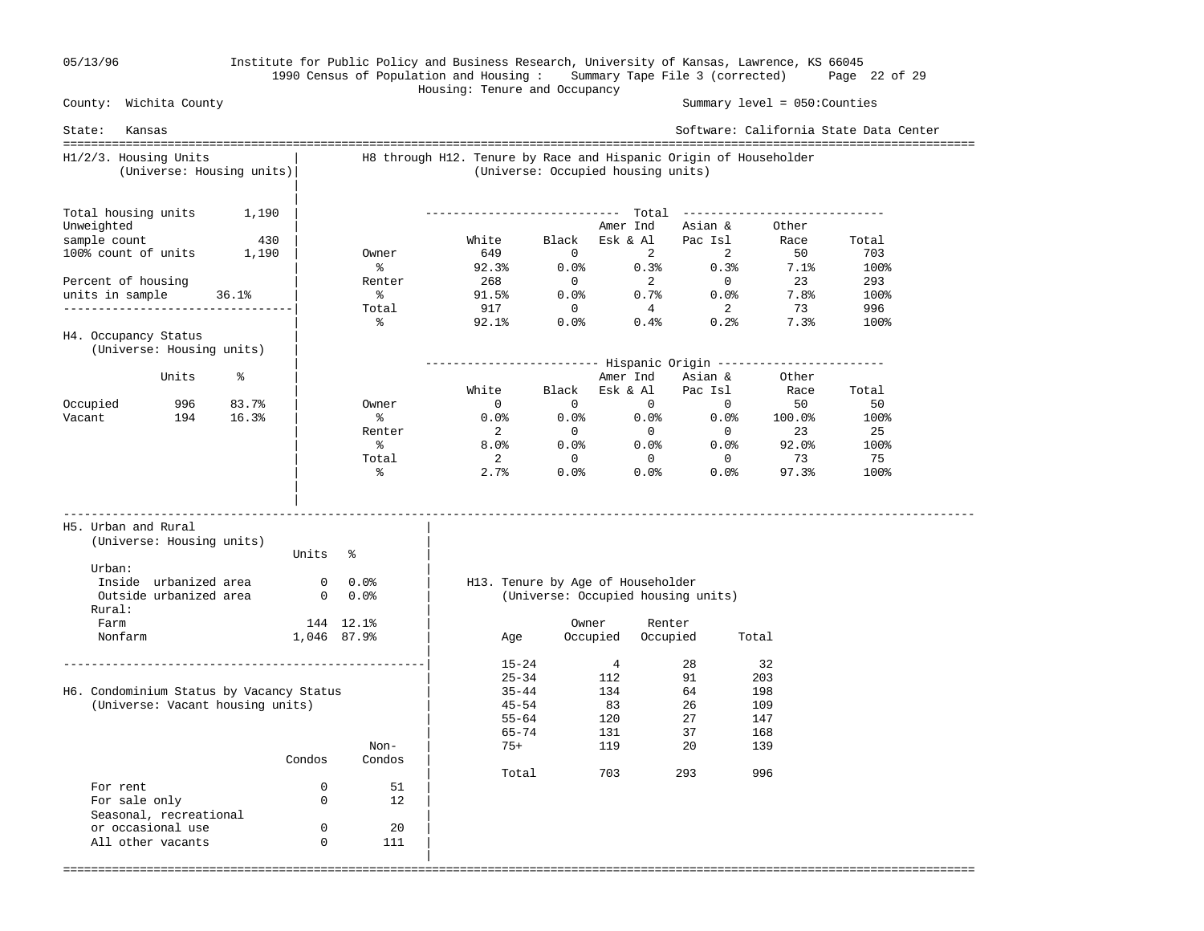05/13/96 Institute for Public Policy and Business Research, University of Kansas, Lawrence, KS 66045

1990 Census of Population and Housing : Summary Tape File 3 (corrected)

Housing: Tenure and Occupancy

County: Wichita County — Summary level = 050:Counties

State: Kansas — Software: California State Data Center

## H1/2/3. Housing Units
(Universe: Housing units)

| | |
|---|---|
| Total housing units | 1,190 |
| Unweighted sample count | 430 |
| 100% count of units | 1,190 |
| Percent of housing units in sample | 36.1% |

## H4. Occupancy Status
(Universe: Housing units)

| | Units | % |
|---|---|---|
| Occupied | 996 | 83.7% |
| Vacant | 194 | 16.3% |

## H8 through H12. Tenure by Race and Hispanic Origin of Householder
(Universe: Occupied housing units)

| | Total | | | | | |
|---|---|---|---|---|---|---|
| | White | Black | Amer Ind Esk & Al | Asian & Pac Isl | Other Race | Total |
| Owner | 649 | 0 | 2 | 2 | 50 | 703 |
| % | 92.3% | 0.0% | 0.3% | 0.3% | 7.1% | 100% |
| Renter | 268 | 0 | 2 | 0 | 23 | 293 |
| % | 91.5% | 0.0% | 0.7% | 0.0% | 7.8% | 100% |
| Total | 917 | 0 | 4 | 2 | 73 | 996 |
| % | 92.1% | 0.0% | 0.4% | 0.2% | 7.3% | 100% |

| | Hispanic Origin | | | | | |
|---|---|---|---|---|---|---|
| | White | Black | Amer Ind Esk & Al | Asian & Pac Isl | Other Race | Total |
| Owner | 0 | 0 | 0 | 0 | 50 | 50 |
| % | 0.0% | 0.0% | 0.0% | 0.0% | 100.0% | 100% |
| Renter | 2 | 0 | 0 | 0 | 23 | 25 |
| % | 8.0% | 0.0% | 0.0% | 0.0% | 92.0% | 100% |
| Total | 2 | 0 | 0 | 0 | 73 | 75 |
| % | 2.7% | 0.0% | 0.0% | 0.0% | 97.3% | 100% |

## H5. Urban and Rural
(Universe: Housing units)

| | Units | % |
|---|---|---|
| Urban: | | |
| Inside urbanized area | 0 | 0.0% |
| Outside urbanized area | 0 | 0.0% |
| Rural: | | |
| Farm | 144 | 12.1% |
| Nonfarm | 1,046 | 87.9% |

## H6. Condominium Status by Vacancy Status
(Universe: Vacant housing units)

| | Condos | Non-Condos |
|---|---|---|
| For rent | 0 | 51 |
| For sale only | 0 | 12 |
| Seasonal, recreational or occasional use | 0 | 20 |
| All other vacants | 0 | 111 |

## H13. Tenure by Age of Householder
(Universe: Occupied housing units)

| Age | Owner Occupied | Renter Occupied | Total |
|---|---|---|---|
| 15-24 | 4 | 28 | 32 |
| 25-34 | 112 | 91 | 203 |
| 35-44 | 134 | 64 | 198 |
| 45-54 | 83 | 26 | 109 |
| 55-64 | 120 | 27 | 147 |
| 65-74 | 131 | 37 | 168 |
| 75+ | 119 | 20 | 139 |
| Total | 703 | 293 | 996 |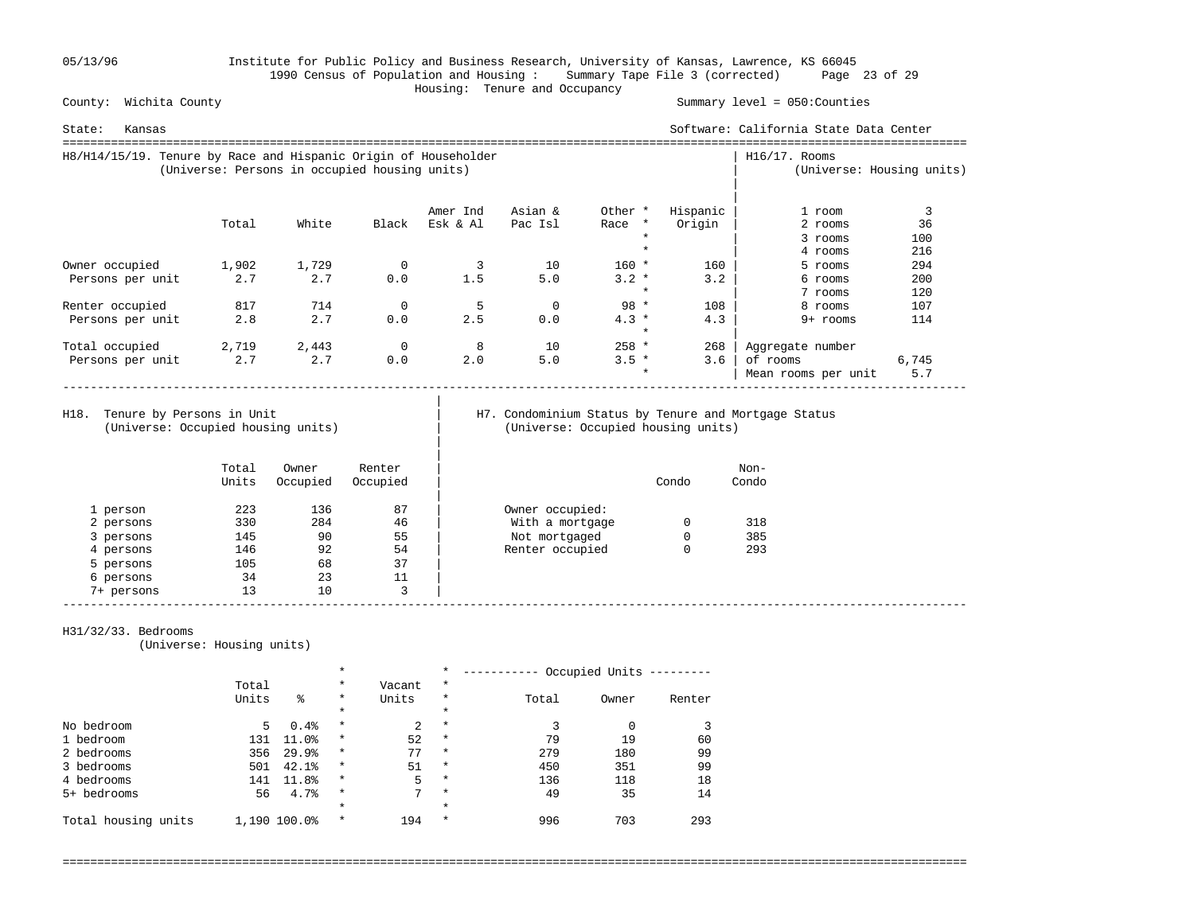05/13/96 Institute for Public Policy and Business Research, University of Kansas, Lawrence, KS 66045

1990 Census of Population and Housing : Summary Tape File 3 (corrected)

Housing: Tenure and Occupancy

County: Wichita County — Summary level = 050:Counties

State: Kansas — Software: California State Data Center

## H8/H14/15/19. Tenure by Race and Hispanic Origin of Householder

(Universe: Persons in occupied housing units)

| | Total | White | Black | Amer Ind Esk & Al | Asian & Pac Isl | Other Race | Hispanic Origin |
|---|---|---|---|---|---|---|---|
| Owner occupied | 1,902 | 1,729 | 0 | 3 | 10 | 160 | 160 |
| Persons per unit | 2.7 | 2.7 | 0.0 | 1.5 | 5.0 | 3.2 | 3.2 |
| Renter occupied | 817 | 714 | 0 | 5 | 0 | 98 | 108 |
| Persons per unit | 2.8 | 2.7 | 0.0 | 2.5 | 0.0 | 4.3 | 4.3 |
| Total occupied | 2,719 | 2,443 | 0 | 8 | 10 | 258 | 268 |
| Persons per unit | 2.7 | 2.7 | 0.0 | 2.0 | 5.0 | 3.5 | 3.6 |

## H16/17. Rooms

(Universe: Housing units)

| Rooms | Units |
|---|---|
| 1 room | 3 |
| 2 rooms | 36 |
| 3 rooms | 100 |
| 4 rooms | 216 |
| 5 rooms | 294 |
| 6 rooms | 200 |
| 7 rooms | 120 |
| 8 rooms | 107 |
| 9+ rooms | 114 |
| Aggregate number of rooms | 6,745 |
| Mean rooms per unit | 5.7 |

## H18. Tenure by Persons in Unit

(Universe: Occupied housing units)

| | Total Units | Owner Occupied | Renter Occupied |
|---|---|---|---|
| 1 person | 223 | 136 | 87 |
| 2 persons | 330 | 284 | 46 |
| 3 persons | 145 | 90 | 55 |
| 4 persons | 146 | 92 | 54 |
| 5 persons | 105 | 68 | 37 |
| 6 persons | 34 | 23 | 11 |
| 7+ persons | 13 | 10 | 3 |

## H7. Condominium Status by Tenure and Mortgage Status

(Universe: Occupied housing units)

| | Condo | Non-Condo |
|---|---|---|
| Owner occupied: | | |
| With a mortgage | 0 | 318 |
| Not mortgaged | 0 | 385 |
| Renter occupied | 0 | 293 |

## H31/32/33. Bedrooms

(Universe: Housing units)

| | Total Units | % | Vacant Units | Occupied Units: Total | Owner | Renter |
|---|---|---|---|---|---|---|
| No bedroom | 5 | 0.4% | 2 | 3 | 0 | 3 |
| 1 bedroom | 131 | 11.0% | 52 | 79 | 19 | 60 |
| 2 bedrooms | 356 | 29.9% | 77 | 279 | 180 | 99 |
| 3 bedrooms | 501 | 42.1% | 51 | 450 | 351 | 99 |
| 4 bedrooms | 141 | 11.8% | 5 | 136 | 118 | 18 |
| 5+ bedrooms | 56 | 4.7% | 7 | 49 | 35 | 14 |
| Total housing units | 1,190 | 100.0% | 194 | 996 | 703 | 293 |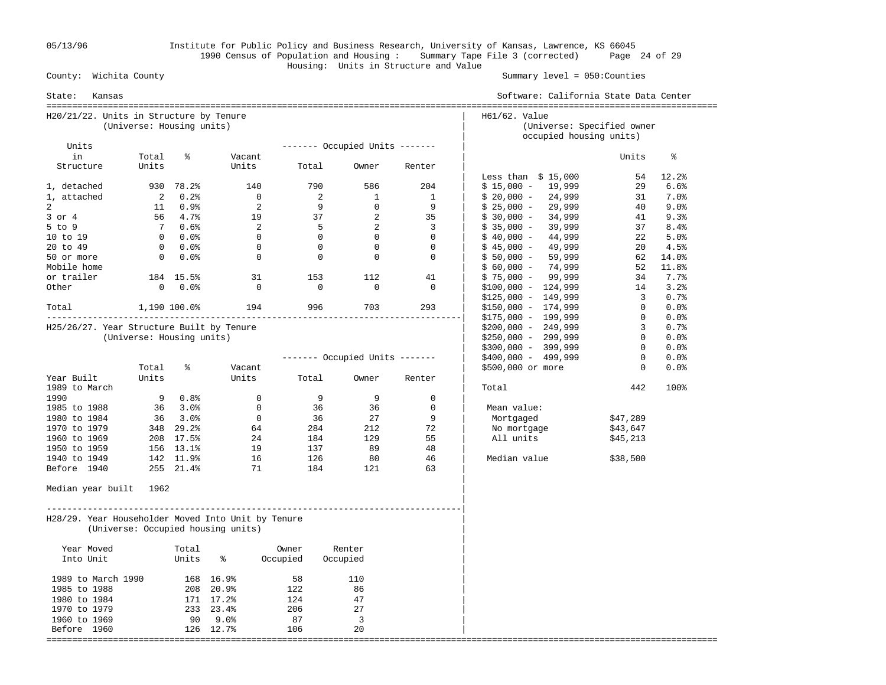County: Wichita County | Summary level = 050:Counties

State: Kansas | Software: California State Data Center

Housing: Units in Structure and Value

## H20/21/22. Units in Structure by Tenure
(Universe: Housing units)

| Units in Structure | Total Units | % | Vacant Units | Occupied Units: Total | Occupied Units: Owner | Occupied Units: Renter |
|---|---|---|---|---|---|---|
| 1, detached | 930 | 78.2% | 140 | 790 | 586 | 204 |
| 1, attached | 2 | 0.2% | 0 | 2 | 1 | 1 |
| 2 | 11 | 0.9% | 2 | 9 | 0 | 9 |
| 3 or 4 | 56 | 4.7% | 19 | 37 | 2 | 35 |
| 5 to 9 | 7 | 0.6% | 2 | 5 | 2 | 3 |
| 10 to 19 | 0 | 0.0% | 0 | 0 | 0 | 0 |
| 20 to 49 | 0 | 0.0% | 0 | 0 | 0 | 0 |
| 50 or more | 0 | 0.0% | 0 | 0 | 0 | 0 |
| Mobile home or trailer | 184 | 15.5% | 31 | 153 | 112 | 41 |
| Other | 0 | 0.0% | 0 | 0 | 0 | 0 |
| Total | 1,190 | 100.0% | 194 | 996 | 703 | 293 |

## H25/26/27. Year Structure Built by Tenure
(Universe: Housing units)

| Year Built | Total Units | % | Vacant Units | Occupied Units: Total | Occupied Units: Owner | Occupied Units: Renter |
|---|---|---|---|---|---|---|
| 1989 to March 1990 | 9 | 0.8% | 0 | 9 | 9 | 0 |
| 1985 to 1988 | 36 | 3.0% | 0 | 36 | 36 | 0 |
| 1980 to 1984 | 36 | 3.0% | 0 | 36 | 27 | 9 |
| 1970 to 1979 | 348 | 29.2% | 64 | 284 | 212 | 72 |
| 1960 to 1969 | 208 | 17.5% | 24 | 184 | 129 | 55 |
| 1950 to 1959 | 156 | 13.1% | 19 | 137 | 89 | 48 |
| 1940 to 1949 | 142 | 11.9% | 16 | 126 | 80 | 46 |
| Before 1940 | 255 | 21.4% | 71 | 184 | 121 | 63 |

Median year built 1962

## H28/29. Year Householder Moved Into Unit by Tenure
(Universe: Occupied housing units)

| Year Moved Into Unit | Total Units | % | Owner Occupied | Renter Occupied |
|---|---|---|---|---|
| 1989 to March 1990 | 168 | 16.9% | 58 | 110 |
| 1985 to 1988 | 208 | 20.9% | 122 | 86 |
| 1980 to 1984 | 171 | 17.2% | 124 | 47 |
| 1970 to 1979 | 233 | 23.4% | 206 | 27 |
| 1960 to 1969 | 90 | 9.0% | 87 | 3 |
| Before 1960 | 126 | 12.7% | 106 | 20 |

## H61/62. Value
(Universe: Specified owner occupied housing units)

| Value | Units | % |
|---|---|---|
| Less than $ 15,000 | 54 | 12.2% |
| $ 15,000 - 19,999 | 29 | 6.6% |
| $ 20,000 - 24,999 | 31 | 7.0% |
| $ 25,000 - 29,999 | 40 | 9.0% |
| $ 30,000 - 34,999 | 41 | 9.3% |
| $ 35,000 - 39,999 | 37 | 8.4% |
| $ 40,000 - 44,999 | 22 | 5.0% |
| $ 45,000 - 49,999 | 20 | 4.5% |
| $ 50,000 - 59,999 | 62 | 14.0% |
| $ 60,000 - 74,999 | 52 | 11.8% |
| $ 75,000 - 99,999 | 34 | 7.7% |
| $100,000 - 124,999 | 14 | 3.2% |
| $125,000 - 149,999 | 3 | 0.7% |
| $150,000 - 174,999 | 0 | 0.0% |
| $175,000 - 199,999 | 0 | 0.0% |
| $200,000 - 249,999 | 3 | 0.7% |
| $250,000 - 299,999 | 0 | 0.0% |
| $300,000 - 399,999 | 0 | 0.0% |
| $400,000 - 499,999 | 0 | 0.0% |
| $500,000 or more | 0 | 0.0% |
| Total | 442 | 100% |

Mean value:

| | |
|---|---|
| Mortgaged | $47,289 |
| No mortgage | $43,647 |
| All units | $45,213 |

Median value $38,500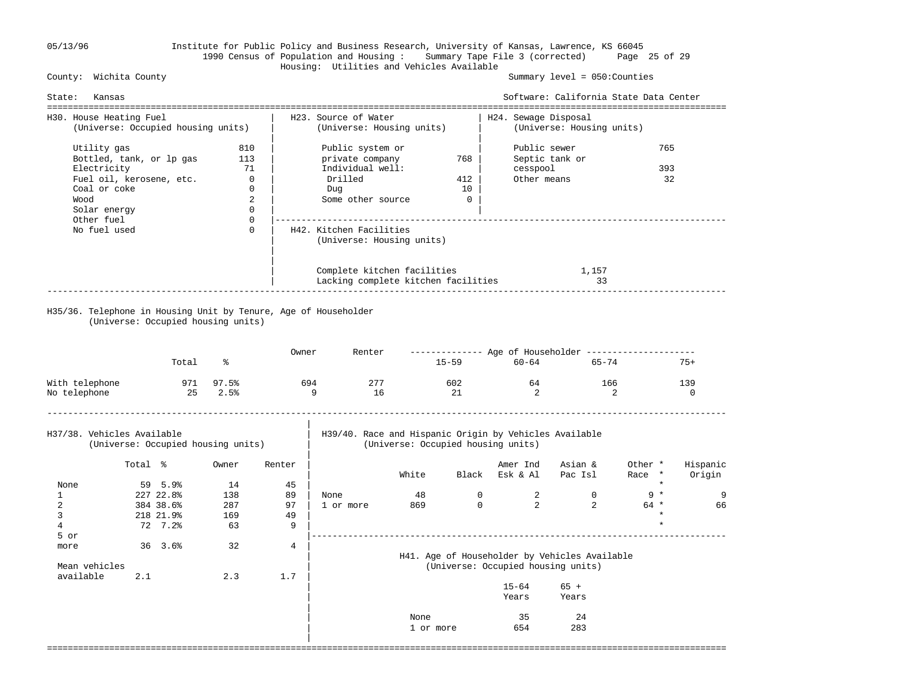Institute for Public Policy and Business Research, University of Kansas, Lawrence, KS 66045
1990 Census of Population and Housing : Summary Tape File 3 (corrected)

## Housing: Utilities and Vehicles Available

County: Wichita County — Summary level = 050:Counties

State: Kansas — Software: California State Data Center

### H30. House Heating Fuel
(Universe: Occupied housing units)

| Fuel | Count |
|---|---|
| Utility gas | 810 |
| Bottled, tank, or lp gas | 113 |
| Electricity | 71 |
| Fuel oil, kerosene, etc. | 0 |
| Coal or coke | 0 |
| Wood | 2 |
| Solar energy | 0 |
| Other fuel | 0 |
| No fuel used | 0 |

### H23. Source of Water
(Universe: Housing units)

| Source | Count |
|---|---|
| Public system or private company | 768 |
| Individual well: | |
| Drilled | 412 |
| Dug | 10 |
| Some other source | 0 |

### H24. Sewage Disposal
(Universe: Housing units)

| Disposal | Count |
|---|---|
| Public sewer | 765 |
| Septic tank or cesspool | 393 |
| Other means | 32 |

### H42. Kitchen Facilities
(Universe: Housing units)

| Facilities | Count |
|---|---|
| Complete kitchen facilities | 1,157 |
| Lacking complete kitchen facilities | 33 |

### H35/36. Telephone in Housing Unit by Tenure, Age of Householder
(Universe: Occupied housing units)

| | Total | % | Owner | Renter | Age of Householder 15-59 | 60-64 | 65-74 | 75+ |
|---|---|---|---|---|---|---|---|---|
| With telephone | 971 | 97.5% | 694 | 277 | 602 | 64 | 166 | 139 |
| No telephone | 25 | 2.5% | 9 | 16 | 21 | 2 | 2 | 0 |

### H37/38. Vehicles Available
(Universe: Occupied housing units)

| | Total | % | Owner | Renter |
|---|---|---|---|---|
| None | 59 | 5.9% | 14 | 45 |
| 1 | 227 | 22.8% | 138 | 89 |
| 2 | 384 | 38.6% | 287 | 97 |
| 3 | 218 | 21.9% | 169 | 49 |
| 4 | 72 | 7.2% | 63 | 9 |
| 5 or more | 36 | 3.6% | 32 | 4 |
| Mean vehicles available | 2.1 | | 2.3 | 1.7 |

### H39/40. Race and Hispanic Origin by Vehicles Available
(Universe: Occupied housing units)

| | White | Black | Amer Ind Esk & Al | Asian & Pac Isl | Other Race | * | Hispanic Origin |
|---|---|---|---|---|---|---|---|
| None | 48 | 0 | 2 | 0 | 9 | * | 9 |
| 1 or more | 869 | 0 | 2 | 2 | 64 | * | 66 |

### H41. Age of Householder by Vehicles Available
(Universe: Occupied housing units)

| | 15-64 Years | 65 + Years |
|---|---|---|
| None | 35 | 24 |
| 1 or more | 654 | 283 |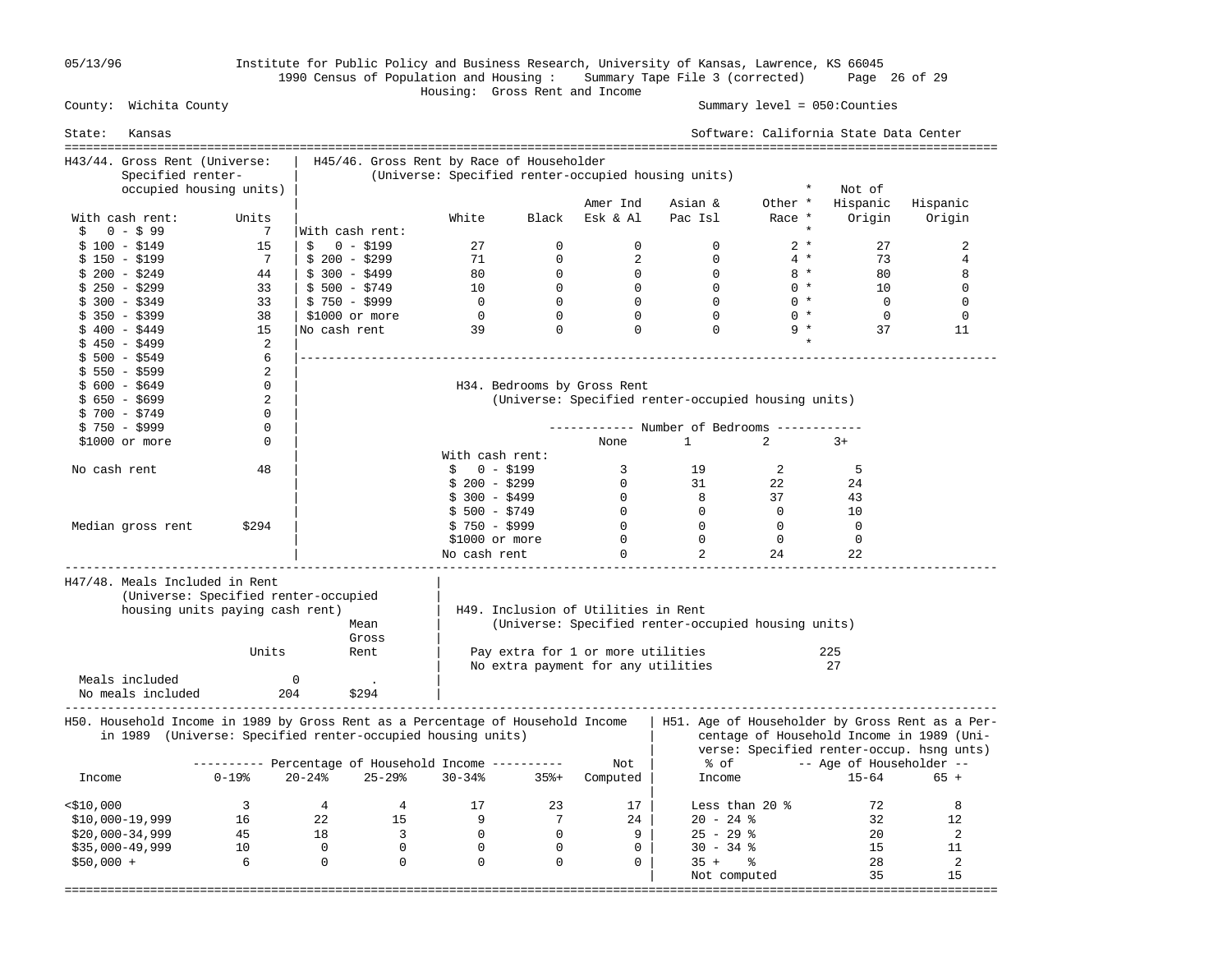Institute for Public Policy and Business Research, University of Kansas, Lawrence, KS 66045
1990 Census of Population and Housing : Summary Tape File 3 (corrected)
Housing: Gross Rent and Income

County: Wichita County — Summary level = 050:Counties

State: Kansas — Software: California State Data Center

05/13/96

## H43/44. Gross Rent (Universe: Specified renter-occupied housing units)

| With cash rent: | Units |
|---|---|
| $ 0 - $ 99 | 7 |
| $ 100 - $149 | 15 |
| $ 150 - $199 | 7 |
| $ 200 - $249 | 44 |
| $ 250 - $299 | 33 |
| $ 300 - $349 | 33 |
| $ 350 - $399 | 38 |
| $ 400 - $449 | 15 |
| $ 450 - $499 | 2 |
| $ 500 - $549 | 6 |
| $ 550 - $599 | 2 |
| $ 600 - $649 | 0 |
| $ 650 - $699 | 2 |
| $ 700 - $749 | 0 |
| $ 750 - $999 | 0 |
| $1000 or more | 0 |
| No cash rent | 48 |
| Median gross rent | $294 |

## H45/46. Gross Rent by Race of Householder (Universe: Specified renter-occupied housing units)

| | White | Black | Amer Ind Esk & Al | Asian & Pac Isl | Other Race * | Not of Hispanic Origin | Hispanic Origin |
|---|---|---|---|---|---|---|---|
| With cash rent: | | | | | | | |
| $ 0 - $199 | 27 | 0 | 0 | 0 | 2 | 27 | 2 |
| $ 200 - $299 | 71 | 0 | 2 | 0 | 4 | 73 | 4 |
| $ 300 - $499 | 80 | 0 | 0 | 0 | 8 | 80 | 8 |
| $ 500 - $749 | 10 | 0 | 0 | 0 | 0 | 10 | 0 |
| $ 750 - $999 | 0 | 0 | 0 | 0 | 0 | 0 | 0 |
| $1000 or more | 0 | 0 | 0 | 0 | 0 | 0 | 0 |
| No cash rent | 39 | 0 | 0 | 0 | 9 | 37 | 11 |

## H34. Bedrooms by Gross Rent (Universe: Specified renter-occupied housing units)

| | Number of Bedrooms: None | 1 | 2 | 3+ |
|---|---|---|---|---|
| With cash rent: | | | | |
| $ 0 - $199 | 3 | 19 | 2 | 5 |
| $ 200 - $299 | 0 | 31 | 22 | 24 |
| $ 300 - $499 | 0 | 8 | 37 | 43 |
| $ 500 - $749 | 0 | 0 | 0 | 10 |
| $ 750 - $999 | 0 | 0 | 0 | 0 |
| $1000 or more | 0 | 0 | 0 | 0 |
| No cash rent | 0 | 2 | 24 | 22 |

## H47/48. Meals Included in Rent (Universe: Specified renter-occupied housing units paying cash rent)

| | Units | Mean Gross Rent |
|---|---|---|
| Meals included | 0 | . |
| No meals included | 204 | $294 |

## H49. Inclusion of Utilities in Rent (Universe: Specified renter-occupied housing units)

| | |
|---|---|
| Pay extra for 1 or more utilities | 225 |
| No extra payment for any utilities | 27 |

## H50. Household Income in 1989 by Gross Rent as a Percentage of Household Income in 1989 (Universe: Specified renter-occupied housing units)

| Income | 0-19% | 20-24% | 25-29% | 30-34% | 35%+ | Not Computed |
|---|---|---|---|---|---|---|
| <$10,000 | 3 | 4 | 4 | 17 | 23 | 17 |
| $10,000-19,999 | 16 | 22 | 15 | 9 | 7 | 24 |
| $20,000-34,999 | 45 | 18 | 3 | 0 | 0 | 9 |
| $35,000-49,999 | 10 | 0 | 0 | 0 | 0 | 0 |
| $50,000 + | 6 | 0 | 0 | 0 | 0 | 0 |

## H51. Age of Householder by Gross Rent as a Percentage of Household Income in 1989 (Universe: Specified renter-occup. hsng unts)

| % of Income | 15-64 | 65 + |
|---|---|---|
| Less than 20 % | 72 | 8 |
| 20 - 24 % | 32 | 12 |
| 25 - 29 % | 20 | 2 |
| 30 - 34 % | 15 | 11 |
| 35 + % | 28 | 2 |
| Not computed | 35 | 15 |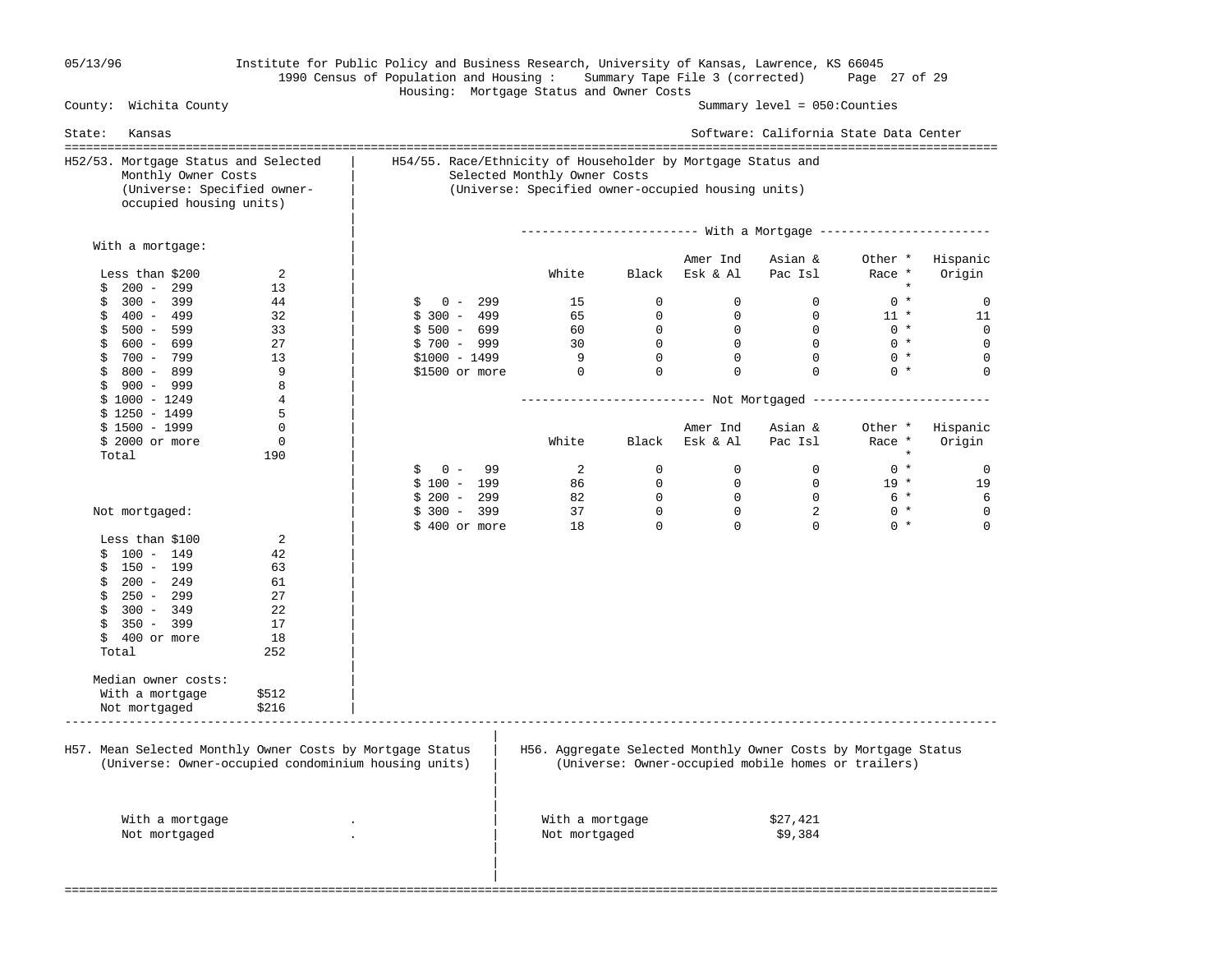County: Wichita County — Summary level = 050:Counties

State: Kansas — Software: California State Data Center

Housing: Mortgage Status and Owner Costs

## H52/53. Mortgage Status and Selected Monthly Owner Costs
(Universe: Specified owner-occupied housing units)

**With a mortgage:**

| Cost | Units |
|---|---|
| Less than $200 | 2 |
| $ 200 - 299 | 13 |
| $ 300 - 399 | 44 |
| $ 400 - 499 | 32 |
| $ 500 - 599 | 33 |
| $ 600 - 699 | 27 |
| $ 700 - 799 | 13 |
| $ 800 - 899 | 9 |
| $ 900 - 999 | 8 |
| $ 1000 - 1249 | 4 |
| $ 1250 - 1499 | 5 |
| $ 1500 - 1999 | 0 |
| $ 2000 or more | 0 |
| Total | 190 |

**Not mortgaged:**

| Cost | Units |
|---|---|
| Less than $100 | 2 |
| $ 100 - 149 | 42 |
| $ 150 - 199 | 63 |
| $ 200 - 249 | 61 |
| $ 250 - 299 | 27 |
| $ 300 - 349 | 22 |
| $ 350 - 399 | 17 |
| $ 400 or more | 18 |
| Total | 252 |

**Median owner costs:**

| | |
|---|---|
| With a mortgage | $512 |
| Not mortgaged | $216 |

## H54/55. Race/Ethnicity of Householder by Mortgage Status and Selected Monthly Owner Costs
(Universe: Specified owner-occupied housing units)

**With a Mortgage**

| | White | Black | Amer Ind Esk & Al | Asian & Pac Isl | Other * Race * | Hispanic Origin |
|---|---|---|---|---|---|---|
| $ 0 - 299 | 15 | 0 | 0 | 0 | 0 * | 0 |
| $ 300 - 499 | 65 | 0 | 0 | 0 | 11 * | 11 |
| $ 500 - 699 | 60 | 0 | 0 | 0 | 0 * | 0 |
| $ 700 - 999 | 30 | 0 | 0 | 0 | 0 * | 0 |
| $1000 - 1499 | 9 | 0 | 0 | 0 | 0 * | 0 |
| $1500 or more | 0 | 0 | 0 | 0 | 0 * | 0 |

**Not Mortgaged**

| | White | Black | Amer Ind Esk & Al | Asian & Pac Isl | Other * Race * | Hispanic Origin |
|---|---|---|---|---|---|---|
| $ 0 - 99 | 2 | 0 | 0 | 0 | 0 * | 0 |
| $ 100 - 199 | 86 | 0 | 0 | 0 | 19 * | 19 |
| $ 200 - 299 | 82 | 0 | 0 | 0 | 6 * | 6 |
| $ 300 - 399 | 37 | 0 | 0 | 2 | 0 * | 0 |
| $ 400 or more | 18 | 0 | 0 | 0 | 0 * | 0 |

## H57. Mean Selected Monthly Owner Costs by Mortgage Status
(Universe: Owner-occupied condominium housing units)

| | |
|---|---|
| With a mortgage | . |
| Not mortgaged | . |

## H56. Aggregate Selected Monthly Owner Costs by Mortgage Status
(Universe: Owner-occupied mobile homes or trailers)

| | |
|---|---|
| With a mortgage | $27,421 |
| Not mortgaged | $9,384 |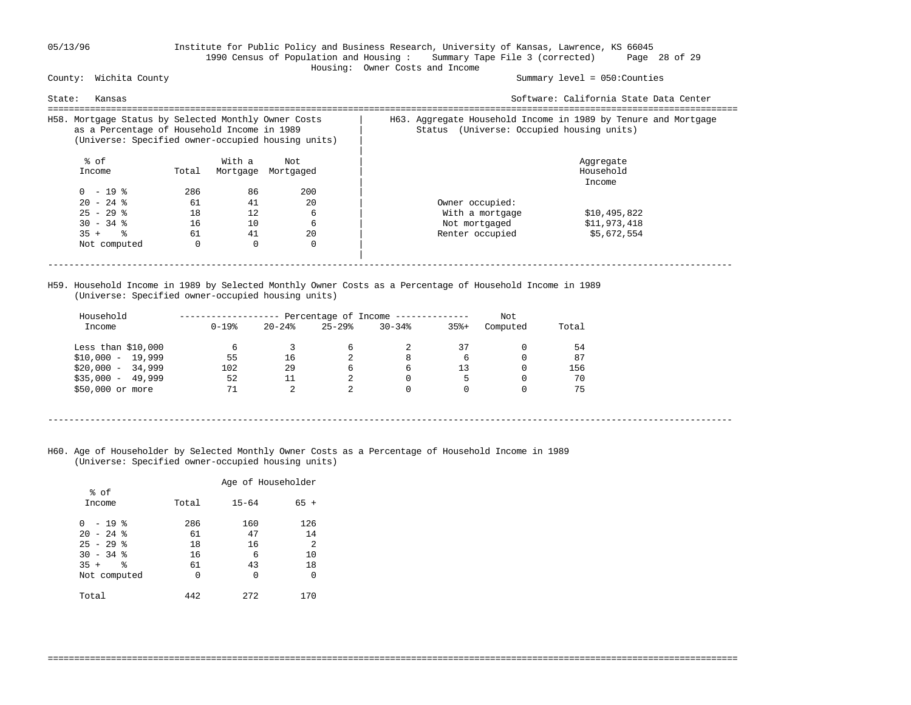County: Wichita County | Summary level = 050:Counties

State: Kansas | Software: California State Data Center

Institute for Public Policy and Business Research, University of Kansas, Lawrence, KS 66045
1990 Census of Population and Housing : Summary Tape File 3 (corrected)
Housing: Owner Costs and Income

## H58. Mortgage Status by Selected Monthly Owner Costs as a Percentage of Household Income in 1989
(Universe: Specified owner-occupied housing units)

| % of Income | Total | With a Mortgage | Not Mortgaged |
|---|---|---|---|
| 0 - 19 % | 286 | 86 | 200 |
| 20 - 24 % | 61 | 41 | 20 |
| 25 - 29 % | 18 | 12 | 6 |
| 30 - 34 % | 16 | 10 | 6 |
| 35 + % | 61 | 41 | 20 |
| Not computed | 0 | 0 | 0 |

## H63. Aggregate Household Income in 1989 by Tenure and Mortgage Status (Universe: Occupied housing units)

| | Aggregate Household Income |
|---|---|
| Owner occupied: | |
| With a mortgage | $10,495,822 |
| Not mortgaged | $11,973,418 |
| Renter occupied | $5,672,554 |

## H59. Household Income in 1989 by Selected Monthly Owner Costs as a Percentage of Household Income in 1989
(Universe: Specified owner-occupied housing units)

| Household Income | 0-19% | 20-24% | 25-29% | 30-34% | 35%+ | Not Computed | Total |
|---|---|---|---|---|---|---|---|
| Less than $10,000 | 6 | 3 | 6 | 2 | 37 | 0 | 54 |
| $10,000 - 19,999 | 55 | 16 | 2 | 8 | 6 | 0 | 87 |
| $20,000 - 34,999 | 102 | 29 | 6 | 6 | 13 | 0 | 156 |
| $35,000 - 49,999 | 52 | 11 | 2 | 0 | 5 | 0 | 70 |
| $50,000 or more | 71 | 2 | 2 | 0 | 0 | 0 | 75 |

## H60. Age of Householder by Selected Monthly Owner Costs as a Percentage of Household Income in 1989
(Universe: Specified owner-occupied housing units)

| % of Income | Total | Age of Householder 15-64 | 65 + |
|---|---|---|---|
| 0 - 19 % | 286 | 160 | 126 |
| 20 - 24 % | 61 | 47 | 14 |
| 25 - 29 % | 18 | 16 | 2 |
| 30 - 34 % | 16 | 6 | 10 |
| 35 + % | 61 | 43 | 18 |
| Not computed | 0 | 0 | 0 |
| Total | 442 | 272 | 170 |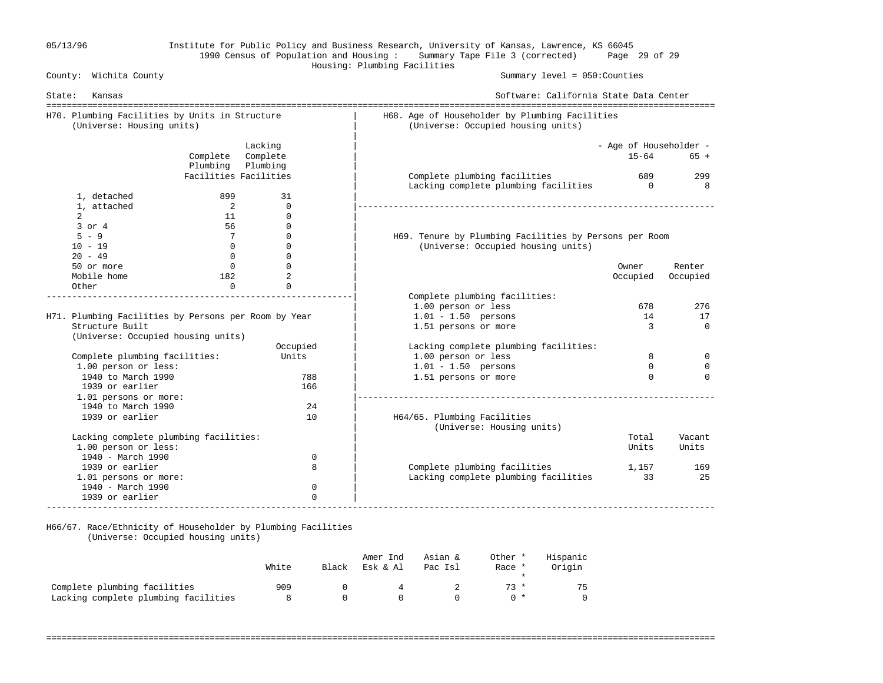05/13/96 Institute for Public Policy and Business Research, University of Kansas, Lawrence, KS 66045
1990 Census of Population and Housing : Summary Tape File 3 (corrected)
Housing: Plumbing Facilities

County: Wichita County — Summary level = 050:Counties

State: Kansas — Software: California State Data Center

## H70. Plumbing Facilities by Units in Structure
(Universe: Housing units)

| | Complete Plumbing Facilities | Lacking Complete Plumbing Facilities |
|---|---|---|
| 1, detached | 899 | 31 |
| 1, attached | 2 | 0 |
| 2 | 11 | 0 |
| 3 or 4 | 56 | 0 |
| 5 - 9 | 7 | 0 |
| 10 - 19 | 0 | 0 |
| 20 - 49 | 0 | 0 |
| 50 or more | 0 | 0 |
| Mobile home | 182 | 2 |
| Other | 0 | 0 |

## H71. Plumbing Facilities by Persons per Room by Year Structure Built
(Universe: Occupied housing units)

| | Occupied Units |
|---|---|
| Complete plumbing facilities: | |
| 1.00 person or less: | |
| 1940 to March 1990 | 788 |
| 1939 or earlier | 166 |
| 1.01 persons or more: | |
| 1940 to March 1990 | 24 |
| 1939 or earlier | 10 |
| Lacking complete plumbing facilities: | |
| 1.00 person or less: | |
| 1940 - March 1990 | 0 |
| 1939 or earlier | 8 |
| 1.01 persons or more: | |
| 1940 - March 1990 | 0 |
| 1939 or earlier | 0 |

## H68. Age of Householder by Plumbing Facilities
(Universe: Occupied housing units)

| | Age of Householder 15-64 | 65 + |
|---|---|---|
| Complete plumbing facilities | 689 | 299 |
| Lacking complete plumbing facilities | 0 | 8 |

## H69. Tenure by Plumbing Facilities by Persons per Room
(Universe: Occupied housing units)

| | Owner Occupied | Renter Occupied |
|---|---|---|
| Complete plumbing facilities: | | |
| 1.00 person or less | 678 | 276 |
| 1.01 - 1.50 persons | 14 | 17 |
| 1.51 persons or more | 3 | 0 |
| Lacking complete plumbing facilities: | | |
| 1.00 person or less | 8 | 0 |
| 1.01 - 1.50 persons | 0 | 0 |
| 1.51 persons or more | 0 | 0 |

## H64/65. Plumbing Facilities
(Universe: Housing units)

| | Total Units | Vacant Units |
|---|---|---|
| Complete plumbing facilities | 1,157 | 169 |
| Lacking complete plumbing facilities | 33 | 25 |

## H66/67. Race/Ethnicity of Householder by Plumbing Facilities
(Universe: Occupied housing units)

| | White | Black | Amer Ind Esk & Al | Asian & Pac Isl | Other * Race * | * | Hispanic Origin |
|---|---|---|---|---|---|---|---|
| Complete plumbing facilities | 909 | 0 | 4 | 2 | 73 | * | 75 |
| Lacking complete plumbing facilities | 8 | 0 | 0 | 0 | 0 | * | 0 |